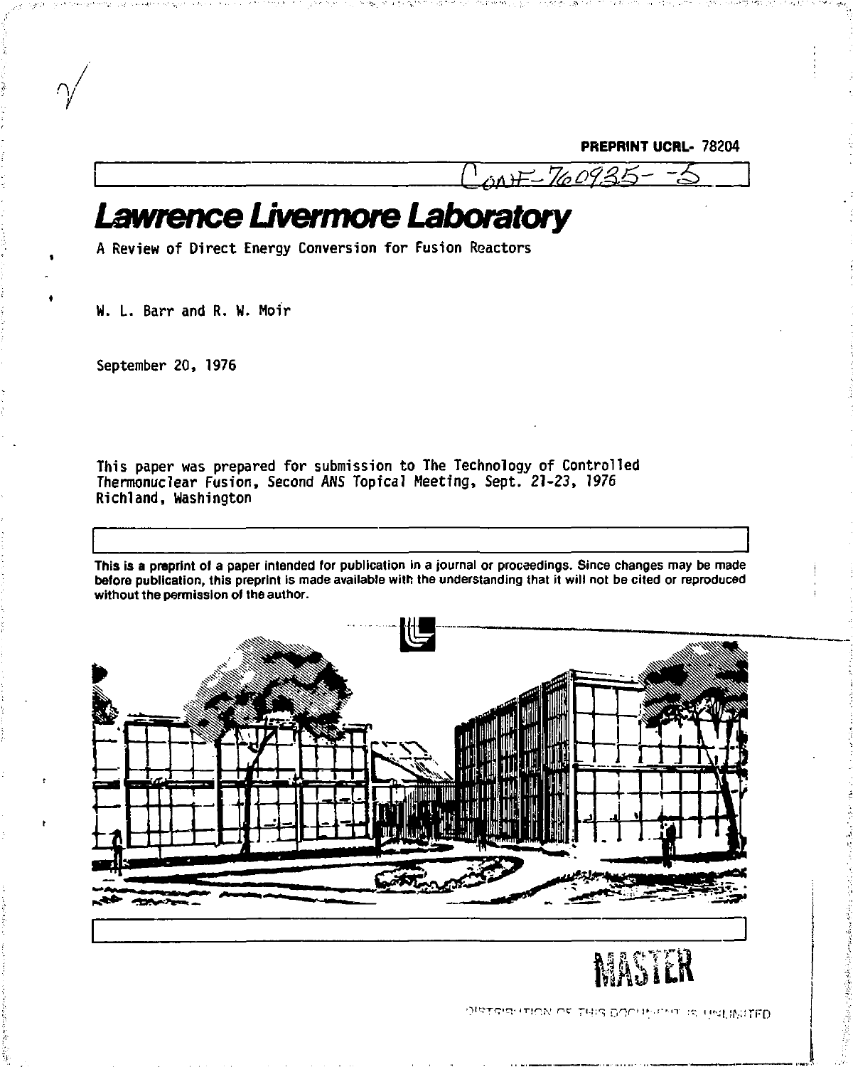PREPRINT UCRL- 78204

CONF-760935--5

# Lawrence Livermore Laboratory

A Review of Direct Energy Conversion for Fusion Reactors

W. L. Barr and R. W. Moir

September 20, 1976

This paper was prepared for submission to The Technology of Controlled Thermonuclear Fusion, Second ANS Topical Meeting, Sept. 21-23, 1976 Richland, Washington

**This is a preprint of a paper intended for publication in a journal or proceedings. Since changes may be made before publication, this preprint is made available with the understanding that it will not be cited or reproduced without the permission of the author.**

MASTER

DISTRIBUTION OF THIS DOCUMENT IS UNLIMITED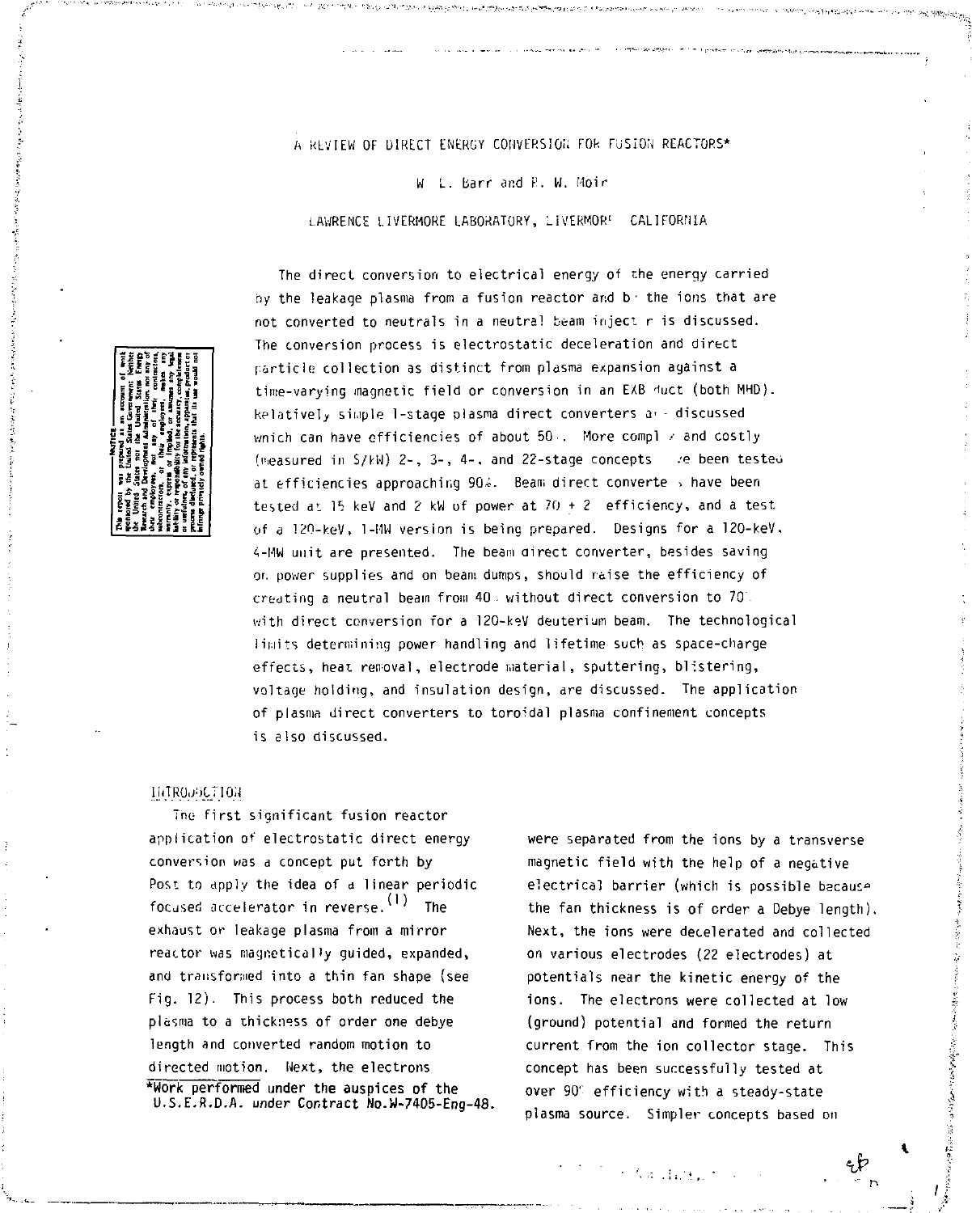# A REVIEW OF DIRECT ENERGY CONVERSION FOR FUSION REACTORS*

W. L. Barr and R. W. Moir

LAWRENCE LIVERMORE LABORATORY, LIVERMORE CALIFORNIA

The direct conversion to electrical energy of the energy carried by the leakage plasma from a fusion reactor and by the ions that are not converted to neutrals in a neutral beam injector is discussed. The conversion process is electrostatic deceleration and direct particle collection as distinct from plasma expansion against a time-varying magnetic field or conversion in an E×B duct (both MHD). Relatively simple 1-stage plasma direct converters are discussed which can have efficiencies of about 50%. More complex and costly (measured in $/kW) 2-, 3-, 4-, and 22-stage concepts have been tested at efficiencies approaching 90%. Beam direct converters have been tested at 15 keV and 2 kW of power at 70 + 2% efficiency, and a test of a 120-keV, 1-MW version is being prepared. Designs for a 120-keV, 4-MW unit are presented. The beam direct converter, besides saving on power supplies and on beam dumps, should raise the efficiency of creating a neutral beam from 40% without direct conversion to 70% with direct conversion for a 120-keV deuterium beam. The technological limits determining power handling and lifetime such as space-charge effects, heat removal, electrode material, sputtering, blistering, voltage holding, and insulation design, are discussed. The application of plasma direct converters to toroidal plasma confinement concepts is also discussed.

## INTRODUCTION

The first significant fusion reactor application of electrostatic direct energy conversion was a concept put forth by Post to apply the idea of a linear periodic focused accelerator in reverse.[1] The exhaust or leakage plasma from a mirror reactor was magnetically guided, expanded, and transformed into a thin fan shape (see Fig. 12). This process both reduced the plasma to a thickness of order one debye length and converted random motion to directed motion. Next, the electrons were separated from the ions by a transverse magnetic field with the help of a negative electrical barrier (which is possible because the fan thickness is of order a Debye length). Next, the ions were decelerated and collected on various electrodes (22 electrodes) at potentials near the kinetic energy of the ions. The electrons were collected at low (ground) potential and formed the return current from the ion collector stage. This concept has been successfully tested at over 90% efficiency with a steady-state plasma source. Simpler concepts based on

*Work performed under the auspices of the U.S.E.R.D.A. under Contract No.W-7405-Eng-48.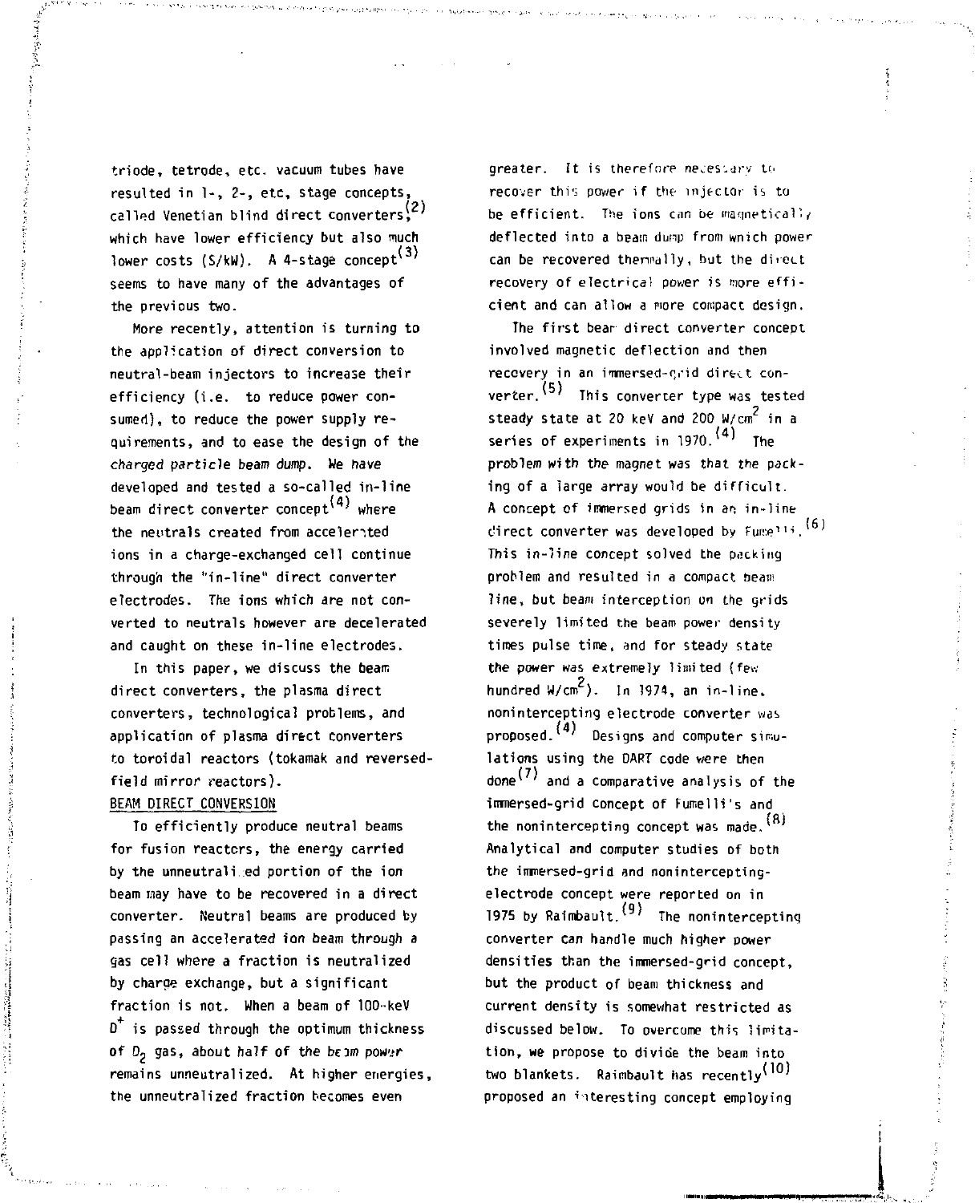triode, tetrode, etc. vacuum tubes have resulted in 1-, 2-, etc. stage concepts, called Venetian blind direct converters,[2] which have lower efficiency but also much lower costs ($/kW). A 4-stage concept[3] seems to have many of the advantages of the previous two.

More recently, attention is turning to the application of direct conversion to neutral-beam injectors to increase their efficiency (i.e. to reduce power consumed), to reduce the power supply requirements, and to ease the design of the charged particle beam dump. We have developed and tested a so-called in-line beam direct converter concept[4] where the neutrals created from accelerated ions in a charge-exchanged cell continue through the "in-line" direct converter electrodes. The ions which are not converted to neutrals however are decelerated and caught on these in-line electrodes.

In this paper, we discuss the beam direct converters, the plasma direct converters, technological problems, and application of plasma direct converters to toroidal reactors (tokamak and reversed-field mirror reactors).

## BEAM DIRECT CONVERSION

To efficiently produce neutral beams for fusion reactors, the energy carried by the unneutralized portion of the ion beam may have to be recovered in a direct converter. Neutral beams are produced by passing an accelerated ion beam through a gas cell where a fraction is neutralized by charge exchange, but a significant fraction is not. When a beam of 100-keV $D^+$ is passed through the optimum thickness of $D_2$ gas, about half of the beam power remains unneutralized. At higher energies, the unneutralized fraction becomes even greater. It is therefore necessary to recover this power if the injector is to be efficient. The ions can be magnetically deflected into a beam dump from which power can be recovered thermally, but the direct recovery of electrical power is more efficient and can allow a more compact design.

The first beam direct converter concept involved magnetic deflection and then recovery in an immersed-grid direct converter.[5] This converter type was tested steady state at 20 keV and 200 W/cm$^2$ in a series of experiments in 1970.[4] The problem with the magnet was that the packing of a large array would be difficult. A concept of immersed grids in an in-line direct converter was developed by Fumelli.[6] This in-line concept solved the packing problem and resulted in a compact beam line, but beam interception on the grids severely limited the beam power density times pulse time, and for steady state the power was extremely limited (few hundred W/cm$^2$). In 1974, an in-line, nonintercepting electrode converter was proposed.[4] Designs and computer simulations using the DART code were then done[7] and a comparative analysis of the immersed-grid concept of Fumelli's and the nonintercepting concept was made.[8] Analytical and computer studies of both the immersed-grid and nonintercepting-electrode concept were reported on in 1975 by Raimbault.[9] The nonintercepting converter can handle much higher power densities than the immersed-grid concept, but the product of beam thickness and current density is somewhat restricted as discussed below. To overcome this limitation, we propose to divide the beam into two blankets. Raimbault has recently[10] proposed an interesting concept employing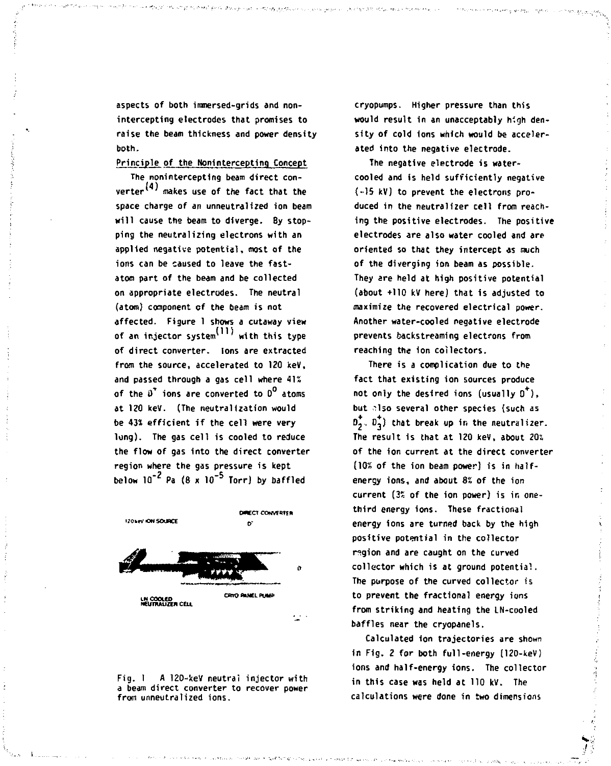aspects of both immersed-grids and nonintercepting electrodes that promises to raise the beam thickness and power density both.

## Principle of the Nonintercepting Concept

The nonintercepting beam direct converter[4] makes use of the fact that the space charge of an unneutralized ion beam will cause the beam to diverge. By stopping the neutralizing electrons with an applied negative potential, most of the ions can be caused to leave the fast-atom part of the beam and be collected on appropriate electrodes. The neutral (atom) component of the beam is not affected. Figure 1 shows a cutaway view of an injector system[11] with this type of direct converter. Ions are extracted from the source, accelerated to 120 keV, and passed through a gas cell where 41% of the $D^+$ ions are converted to $D^0$ atoms at 120 keV. (The neutralization would be 43% efficient if the cell were very long). The gas cell is cooled to reduce the flow of gas into the direct converter region where the gas pressure is kept below $10^{-2}$ Pa ($8 \times 10^{-5}$ Torr) by baffled cryopumps. Higher pressure than this would result in an unacceptably high density of cold ions which would be accelerated into the negative electrode.

120keV ION SOURCE

DIRECT CONVERTER

LN COOLED NEUTRALIZER CELL

CRYO PANEL PUMP

Fig. 1 A 120-keV neutral injector with a beam direct converter to recover power from unneutralized ions.

The negative electrode is water-cooled and is held sufficiently negative (-15 kV) to prevent the electrons produced in the neutralizer cell from reaching the positive electrodes. The positive electrodes are also water cooled and are oriented so that they intercept as much of the diverging ion beam as possible. They are held at high positive potential (about +110 kV here) that is adjusted to maximize the recovered electrical power. Another water-cooled negative electrode prevents backstreaming electrons from reaching the ion collectors.

There is a complication due to the fact that existing ion sources produce not only the desired ions (usually $D^+$), but also several other species (such as $D_2^+$, $D_3^+$) that break up in the neutralizer. The result is that at 120 keV, about 20% of the ion current at the direct converter (10% of the ion beam power) is in half-energy ions, and about 8% of the ion current (3% of the ion power) is in one-third energy ions. These fractional energy ions are turned back by the high positive potential in the collector region and are caught on the curved collector which is at ground potential. The purpose of the curved collector is to prevent the fractional energy ions from striking and heating the LN-cooled baffles near the cryopanels.

Calculated ion trajectories are shown in Fig. 2 for both full-energy (120-keV) ions and half-energy ions. The collector in this case was held at 110 kV. The calculations were done in two dimensions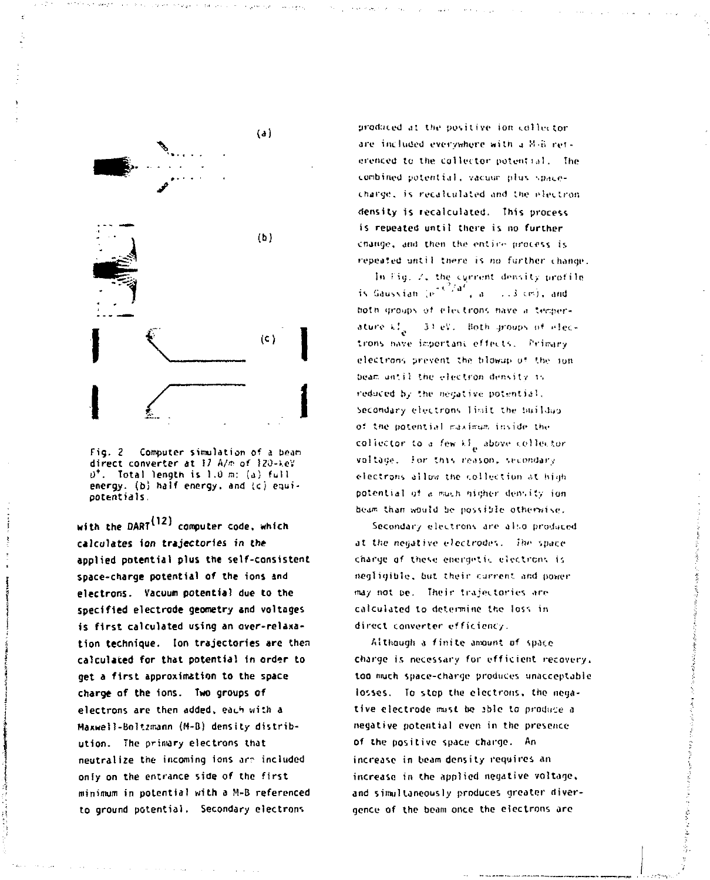Fig. 2 Computer simulation of a beam direct converter at 17 A/m of 120-keV $D^+$. Total length is 1.0 m: (a) full energy, (b) half energy, and (c) equipotentials.

with the DART[12] computer code, which calculates ion trajectories in the applied potential plus the self-consistent space-charge potential of the ions and electrons. Vacuum potential due to the specified electrode geometry and voltages is first calculated using an over-relaxation technique. Ion trajectories are then calculated for that potential in order to get a first approximation to the space charge of the ions. Two groups of electrons are then added, each with a Maxwell-Boltzmann (M-B) density distribution. The primary electrons that neutralize the incoming ions are included only on the entrance side of the first minimum in potential with a M-B referenced to ground potential. Secondary electrons produced at the positive ion collector are included everywhere with a M-B referenced to the collector potential. The combined potential, vacuum plus space-charge, is recalculated and the electron density is recalculated. This process is repeated until there is no further change, and then the entire process is repeated until there is no further change.

In Fig. 2, the current density profile is Gaussian ($e^{-r^2/a^2}$, a ... 3 cm), and both groups of electrons have a temperature $kT_e$ ... 3 eV. Both groups of electrons have important effects. Primary electrons prevent the blowup of the ion beam until the electron density is reduced by the negative potential. Secondary electrons limit the buildup of the potential maximum inside the collector to a few $kT_e$ above collector voltage. For this reason, secondary electrons allow the collection at high potential of a much higher density ion beam than would be possible otherwise.

Secondary electrons are also produced at the negative electrodes. The space charge of these energetic electrons is negligible, but their current and power may not be. Their trajectories are calculated to determine the loss in direct converter efficiency.

Although a finite amount of space charge is necessary for efficient recovery, too much space-charge produces unacceptable losses. To stop the electrons, the negative electrode must be able to produce a negative potential even in the presence of the positive space charge. An increase in beam density requires an increase in the applied negative voltage, and simultaneously produces greater divergence of the beam once the electrons are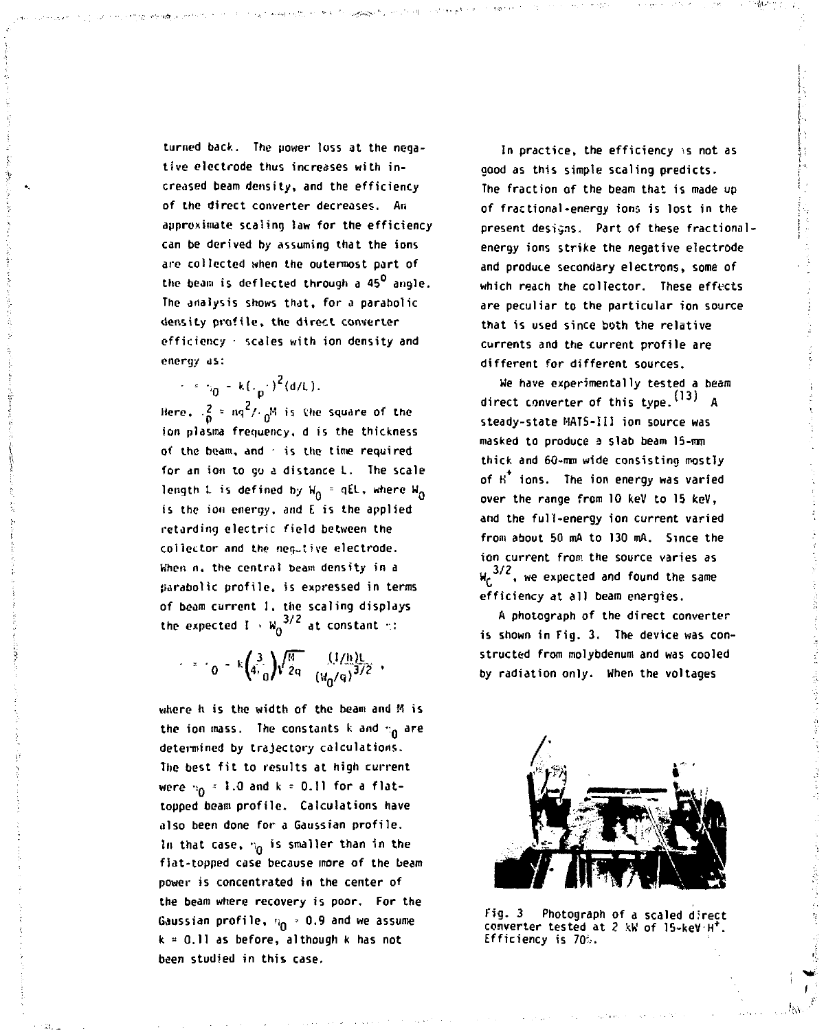turned back. The power loss at the negative electrode thus increases with increased beam density, and the efficiency of the direct converter decreases. An approximate scaling law for the efficiency can be derived by assuming that the ions are collected when the outermost part of the beam is deflected through a 45° angle. The analysis shows that, for a parabolic density profile, the direct converter efficiency $\eta$ scales with ion density and energy as:

$$\eta = \eta_0 - k(\omega_p \tau)^2 (d/L).$$

Here, $\omega_p^2 = nq^2/\epsilon_0 M$ is the square of the ion plasma frequency, d is the thickness of the beam, and $\tau$ is the time required for an ion to go a distance L. The scale length L is defined by $W_0 = qEL$, where $W_0$ is the ion energy, and E is the applied retarding electric field between the collector and the negative electrode. When n, the central beam density in a parabolic profile, is expressed in terms of beam current I, the scaling displays the expected $I \propto W_0^{3/2}$ at constant $\eta$:

$$\eta = \eta_0 - k\left(\frac{3}{4\epsilon_0}\right)\sqrt{\frac{M}{2q}} \; \frac{(I/h)L}{(W_0/q)^{3/2}} \, ,$$

where h is the width of the beam and M is the ion mass. The constants k and $\eta_0$ are determined by trajectory calculations. The best fit to results at high current were $\eta_0 = 1.0$ and $k = 0.11$ for a flat-topped beam profile. Calculations have also been done for a Gaussian profile. In that case, $\eta_0$ is smaller than in the flat-topped case because more of the beam power is concentrated in the center of the beam where recovery is poor. For the Gaussian profile, $\eta_0 = 0.9$ and we assume $k = 0.11$ as before, although k has not been studied in this case.

In practice, the efficiency is not as good as this simple scaling predicts. The fraction of the beam that is made up of fractional-energy ions is lost in the present designs. Part of these fractional-energy ions strike the negative electrode and produce secondary electrons, some of which reach the collector. These effects are peculiar to the particular ion source that is used since both the relative currents and the current profile are different for different sources.

We have experimentally tested a beam direct converter of this type.[13] A steady-state MATS-III ion source was masked to produce a slab beam 15-mm thick and 60-mm wide consisting mostly of $H^+$ ions. The ion energy was varied over the range from 10 keV to 15 keV, and the full-energy ion current varied from about 50 mA to 130 mA. Since the ion current from the source varies as $W_C^{3/2}$, we expected and found the same efficiency at all beam energies.

A photograph of the direct converter is shown in Fig. 3. The device was constructed from molybdenum and was cooled by radiation only. When the voltages

Fig. 3 Photograph of a scaled direct converter tested at 2 kW of 15-keV $H^+$. Efficiency is 70%.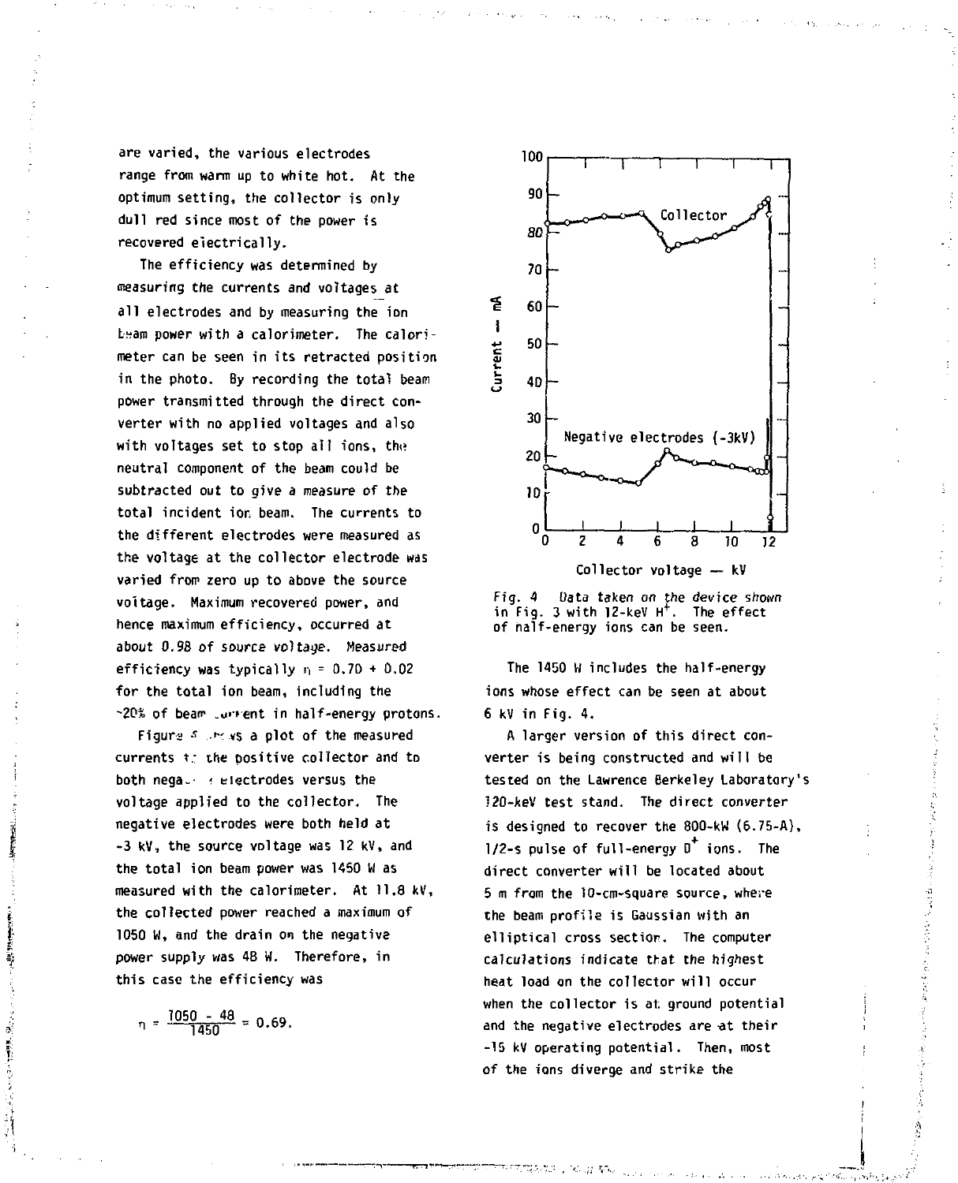are varied, the various electrodes range from warm up to white hot. At the optimum setting, the collector is only dull red since most of the power is recovered electrically.

The efficiency was determined by measuring the currents and voltages at all electrodes and by measuring the ion beam power with a calorimeter. The calorimeter can be seen in its retracted position in the photo. By recording the total beam power transmitted through the direct converter with no applied voltages and also with voltages set to stop all ions, the neutral component of the beam could be subtracted out to give a measure of the total incident ion beam. The currents to the different electrodes were measured as the voltage at the collector electrode was varied from zero up to above the source voltage. Maximum recovered power, and hence maximum efficiency, occurred at about 0.98 of source voltage. Measured efficiency was typically $\eta = 0.70 + 0.02$ for the total ion beam, including the ~20% of beam current in half-energy protons.

Figure 4 shows a plot of the measured currents to the positive collector and to both negative electrodes versus the voltage applied to the collector. The negative electrodes were both held at -3 kV, the source voltage was 12 kV, and the total ion beam power was 1450 W as measured with the calorimeter. At 11.8 kV, the collected power reached a maximum of 1050 W, and the drain on the negative power supply was 48 W. Therefore, in this case the efficiency was

$$\eta = \frac{1050 - 48}{1450} = 0.69.$$

Fig. 4 Data taken on the device shown in Fig. 3 with 12-keV $H^+$. The effect of half-energy ions can be seen.

The 1450 W includes the half-energy ions whose effect can be seen at about 6 kV in Fig. 4.

A larger version of this direct converter is being constructed and will be tested on the Lawrence Berkeley Laboratory's 120-keV test stand. The direct converter is designed to recover the 800-kW (6.75-A), 1/2-s pulse of full-energy $D^+$ ions. The direct converter will be located about 5 m from the 10-cm-square source, where the beam profile is Gaussian with an elliptical cross section. The computer calculations indicate that the highest heat load on the collector will occur when the collector is at ground potential and the negative electrodes are at their -15 kV operating potential. Then, most of the ions diverge and strike the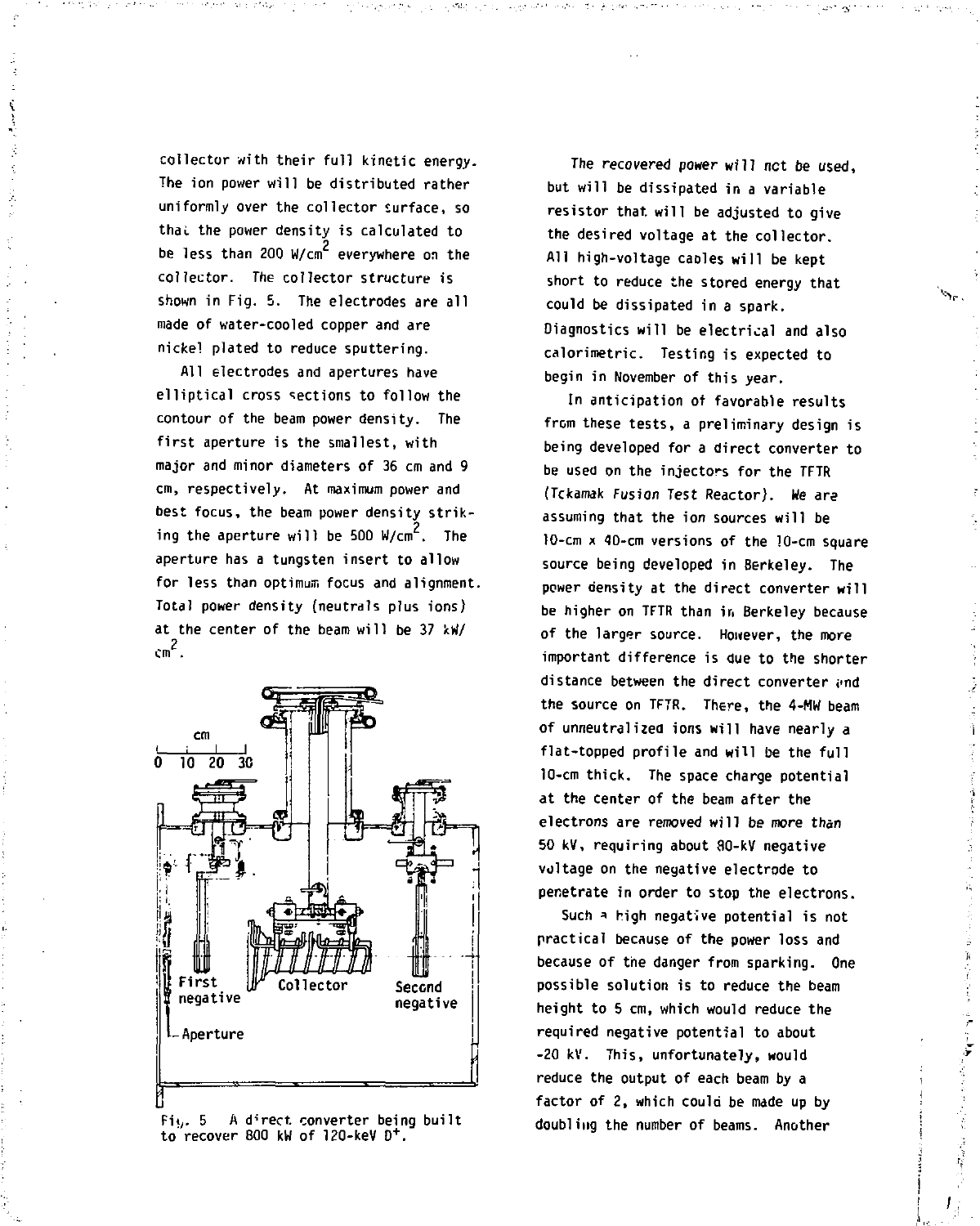collector with their full kinetic energy. The ion power will be distributed rather uniformly over the collector surface, so that the power density is calculated to be less than 200 W/cm$^2$ everywhere on the collector. The collector structure is shown in Fig. 5. The electrodes are all made of water-cooled copper and are nickel plated to reduce sputtering.

All electrodes and apertures have elliptical cross sections to follow the contour of the beam power density. The first aperture is the smallest, with major and minor diameters of 36 cm and 9 cm, respectively. At maximum power and best focus, the beam power density striking the aperture will be 500 W/cm$^2$. The aperture has a tungsten insert to allow for less than optimum focus and alignment. Total power density (neutrals plus ions) at the center of the beam will be 37 kW/cm$^2$.

Fig. 5 A direct converter being built to recover 800 kW of 120-keV $D^+$.

The recovered power will not be used, but will be dissipated in a variable resistor that will be adjusted to give the desired voltage at the collector. All high-voltage cables will be kept short to reduce the stored energy that could be dissipated in a spark. Diagnostics will be electrical and also calorimetric. Testing is expected to begin in November of this year.

In anticipation of favorable results from these tests, a preliminary design is being developed for a direct converter to be used on the injectors for the TFTR (Tokamak Fusion Test Reactor). We are assuming that the ion sources will be 10-cm x 40-cm versions of the 10-cm square source being developed in Berkeley. The power density at the direct converter will be higher on TFTR than in Berkeley because of the larger source. However, the more important difference is due to the shorter distance between the direct converter and the source on TFTR. There, the 4-MW beam of unneutralized ions will have nearly a flat-topped profile and will be the full 10-cm thick. The space charge potential at the center of the beam after the electrons are removed will be more than 50 kV, requiring about 80-kV negative voltage on the negative electrode to penetrate in order to stop the electrons.

Such a high negative potential is not practical because of the power loss and because of the danger from sparking. One possible solution is to reduce the beam height to 5 cm, which would reduce the required negative potential to about -20 kV. This, unfortunately, would reduce the output of each beam by a factor of 2, which could be made up by doubling the number of beams. Another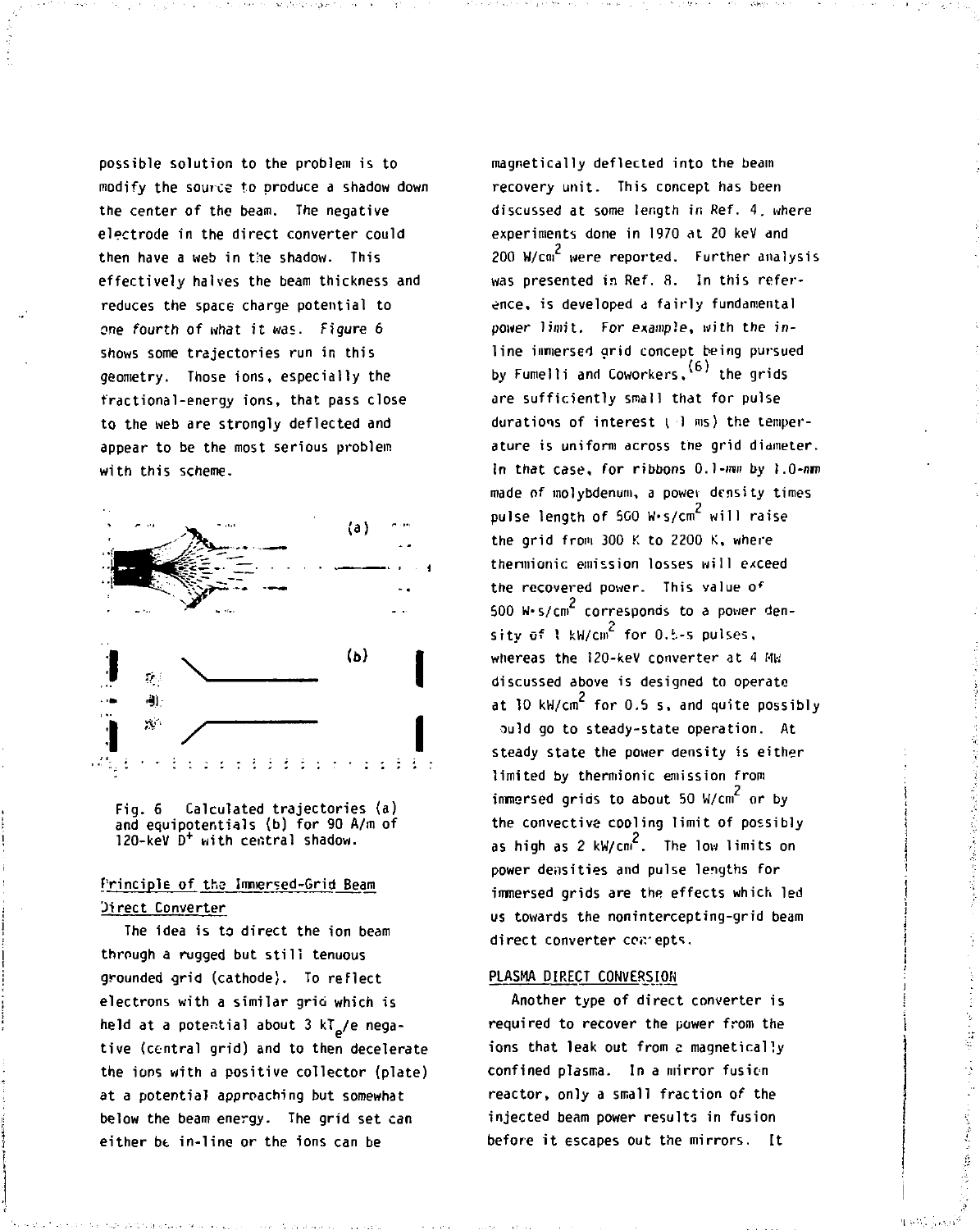possible solution to the problem is to modify the source to produce a shadow down the center of the beam. The negative electrode in the direct converter could then have a web in the shadow. This effectively halves the beam thickness and reduces the space charge potential to one fourth of what it was. Figure 6 shows some trajectories run in this geometry. Those ions, especially the fractional-energy ions, that pass close to the web are strongly deflected and appear to be the most serious problem with this scheme.

Fig. 6 Calculated trajectories (a) and equipotentials (b) for 90 A/m of 120-keV $D^+$ with central shadow.

### Principle of the Immersed-Grid Beam Direct Converter

The idea is to direct the ion beam through a rugged but still tenuous grounded grid (cathode). To reflect electrons with a similar grid which is held at a potential about 3 $kT_e/e$ negative (central grid) and to then decelerate the ions with a positive collector (plate) at a potential approaching but somewhat below the beam energy. The grid set can either be in-line or the ions can be magnetically deflected into the beam recovery unit. This concept has been discussed at some length in Ref. 4, where experiments done in 1970 at 20 keV and 200 W/cm$^2$ were reported. Further analysis was presented in Ref. 8. In this reference, is developed a fairly fundamental power limit. For example, with the in-line immersed grid concept being pursued by Fumelli and Coworkers,[6] the grids are sufficiently small that for pulse durations of interest (~1 ms) the temperature is uniform across the grid diameter. In that case, for ribbons 0.1-mm by 1.0-mm made of molybdenum, a power density times pulse length of 500 W·s/cm$^2$ will raise the grid from 300 K to 2200 K, where thermionic emission losses will exceed the recovered power. This value of 500 W·s/cm$^2$ corresponds to a power density of 1 kW/cm$^2$ for 0.5-s pulses, whereas the 120-keV converter at 4 MW discussed above is designed to operate at 10 kW/cm$^2$ for 0.5 s, and quite possibly could go to steady-state operation. At steady state the power density is either limited by thermionic emission from immersed grids to about 50 W/cm$^2$ or by the convective cooling limit of possibly as high as 2 kW/cm$^2$. The low limits on power densities and pulse lengths for immersed grids are the effects which led us towards the nonintercepting-grid beam direct converter concepts.

## PLASMA DIRECT CONVERSION

Another type of direct converter is required to recover the power from the ions that leak out from a magnetically confined plasma. In a mirror fusion reactor, only a small fraction of the injected beam power results in fusion before it escapes out the mirrors. It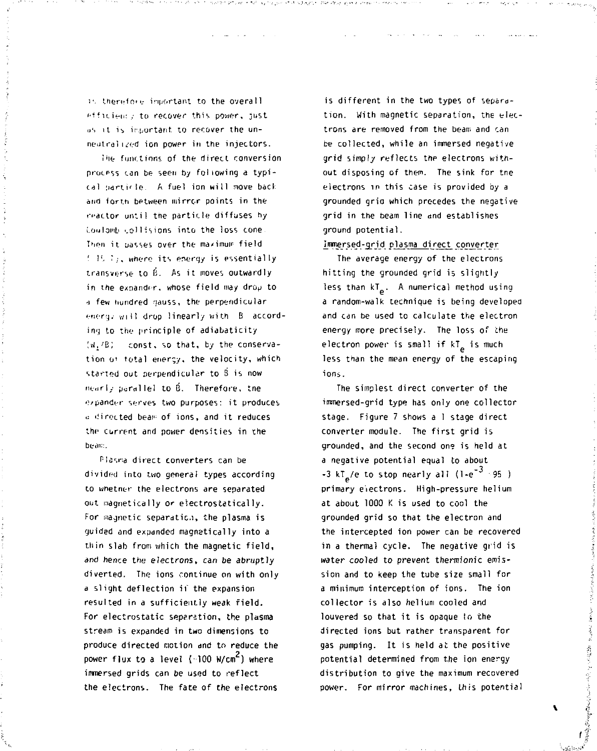is therefore important to the overall efficiency to recover this power, just as it is important to recover the unneutralized ion power in the injectors.

The functions of the direct conversion process can be seen by following a typical particle. A fuel ion will move back and forth between mirror points in the reactor until the particle diffuses by Coulomb collisions into the loss cone. Then it passes over the maximum field (~15 T), where its energy is essentially transverse to $\vec{B}$. As it moves outwardly in the expander, whose field may drop to a few hundred gauss, the perpendicular energy will drop linearly with B according to the principle of adiabaticity ($W_{\perp}/B$) = const, so that, by the conservation of total energy, the velocity, which started out perpendicular to $\vec{B}$ is now nearly parallel to $\vec{B}$. Therefore, the expander serves two purposes: it produces a directed beam of ions, and it reduces the current and power densities in the beam.

Plasma direct converters can be divided into two general types according to whether the electrons are separated out magnetically or electrostatically. For magnetic separation, the plasma is guided and expanded magnetically into a thin slab from which the magnetic field, and hence the electrons, can be abruptly diverted. The ions continue on with only a slight deflection if the expansion resulted in a sufficiently weak field. For electrostatic separation, the plasma stream is expanded in two dimensions to produce directed motion and to reduce the power flux to a level (~100 W/cm$^2$) where immersed grids can be used to reflect the electrons. The fate of the electrons is different in the two types of separation. With magnetic separation, the electrons are removed from the beam and can be collected, while an immersed negative grid simply reflects the electrons without disposing of them. The sink for the electrons in this case is provided by a grounded grid which precedes the negative grid in the beam line and establishes ground potential.

Immersed-grid plasma direct converter

The average energy of the electrons hitting the grounded grid is slightly less than $kT_e$. A numerical method using a random-walk technique is being developed and can be used to calculate the electron energy more precisely. The loss of the electron power is small if $kT_e$ is much less than the mean energy of the escaping ions.

The simplest direct converter of the immersed-grid type has only one collector stage. Figure 7 shows a 1 stage direct converter module. The first grid is grounded, and the second one is held at a negative potential equal to about $-3\ kT_e/e$ to stop nearly all ($1-e^{-3} \approx .95$) primary electrons. High-pressure helium at about 1000 K is used to cool the grounded grid so that the electron and the intercepted ion power can be recovered in a thermal cycle. The negative grid is water cooled to prevent thermionic emission and to keep the tube size small for a minimum interception of ions. The ion collector is also helium cooled and louvered so that it is opaque to the directed ions but rather transparent for gas pumping. It is held at the positive potential determined from the ion energy distribution to give the maximum recovered power. For mirror machines, this potential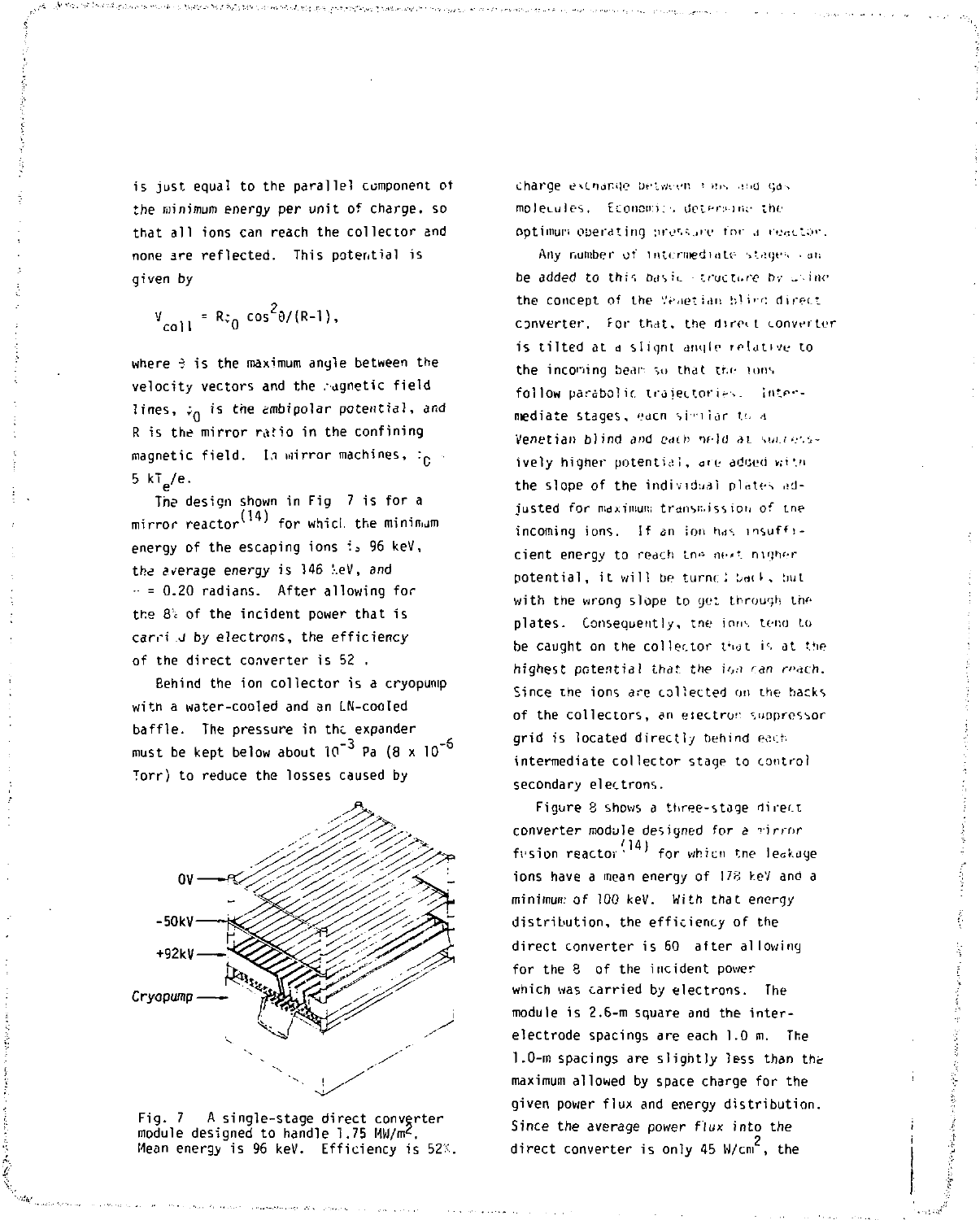is just equal to the parallel component of the minimum energy per unit of charge, so that all ions can reach the collector and none are reflected. This potential is given by

$$V_{coll} = R\phi_0 \cos^2\theta/(R-1),$$

where $\theta$ is the maximum angle between the velocity vectors and the magnetic field lines, $\phi_0$ is the embipolar potential, and R is the mirror ratio in the confining magnetic field. In mirror machines, $\phi_0 \approx 5\ kT_e/e$.

The design shown in Fig 7 is for a mirror reactor[14] for which the minimum energy of the escaping ions is 96 keV, the average energy is 146 keV, and $\theta$ = 0.20 radians. After allowing for the 8% of the incident power that is carried by electrons, the efficiency of the direct converter is 52%.

Behind the ion collector is a cryopump with a water-cooled and an LN-cooled baffle. The pressure in the expander must be kept below about $10^{-3}$ Pa ($8 \times 10^{-6}$ Torr) to reduce the losses caused by charge exchange between ions and gas molecules. Economics determine the optimum operating pressure for a reactor.

Fig. 7 A single-stage direct converter module designed to handle 1.75 MW/m$^2$. Mean energy is 96 keV. Efficiency is 52%.

Any number of intermediate stages can be added to this basic structure by using the concept of the Venetian blind direct converter. For that, the direct converter is tilted at a slight angle relative to the incoming beam so that the ions follow parabolic trajectories. Intermediate stages, each similar to a Venetian blind and each held at successively higher potential, are added with the slope of the individual plates adjusted for maximum transmission of the incoming ions. If an ion has insufficient energy to reach the next higher potential, it will be turned back, but with the wrong slope to get through the plates. Consequently, the ions tend to be caught on the collector that is at the highest potential that the ion can reach. Since the ions are collected on the backs of the collectors, an electron suppressor grid is located directly behind each intermediate collector stage to control secondary electrons.

Figure 8 shows a three-stage direct converter module designed for a mirror fusion reactor[14] for which the leakage ions have a mean energy of 178 keV and a minimum of 100 keV. With that energy distribution, the efficiency of the direct converter is 60% after allowing for the 8% of the incident power which was carried by electrons. The module is 2.6-m square and the inter-electrode spacings are each 1.0 m. The 1.0-m spacings are slightly less than the maximum allowed by space charge for the given power flux and energy distribution. Since the average power flux into the direct converter is only 45 W/cm$^2$, the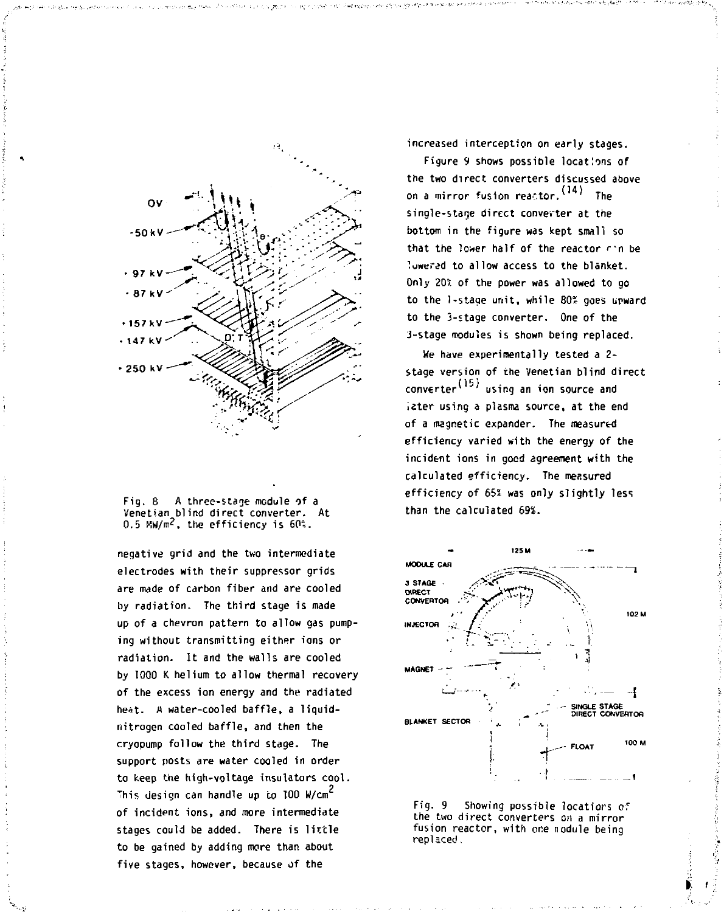Fig. 8 A three-stage module of a Venetian blind direct converter. At 0.5 MW/m$^2$, the efficiency is 60%.

negative grid and the two intermediate electrodes with their suppressor grids are made of carbon fiber and are cooled by radiation. The third stage is made up of a chevron pattern to allow gas pumping without transmitting either ions or radiation. It and the walls are cooled by 1000 K helium to allow thermal recovery of the excess ion energy and the radiated heat. A water-cooled baffle, a liquid-nitrogen cooled baffle, and then the cryopump follow the third stage. The support posts are water cooled in order to keep the high-voltage insulators cool. This design can handle up to 100 W/cm$^2$ of incident ions, and more intermediate stages could be added. There is little to be gained by adding more than about five stages, however, because of the increased interception on early stages.

Figure 9 shows possible locations of the two direct converters discussed above on a mirror fusion reactor.[14] The single-stage direct converter at the bottom in the figure was kept small so that the lower half of the reactor can be lowered to allow access to the blanket. Only 20% of the power was allowed to go to the 1-stage unit, while 80% goes upward to the 3-stage converter. One of the 3-stage modules is shown being replaced.

We have experimentally tested a 2-stage version of the Venetian blind direct converter[15] using an ion source and later using a plasma source, at the end of a magnetic expander. The measured efficiency varied with the energy of the incident ions in good agreement with the calculated efficiency. The measured efficiency of 65% was only slightly less than the calculated 69%.

Fig. 9 Showing possible locations of the two direct converters on a mirror fusion reactor, with one module being replaced.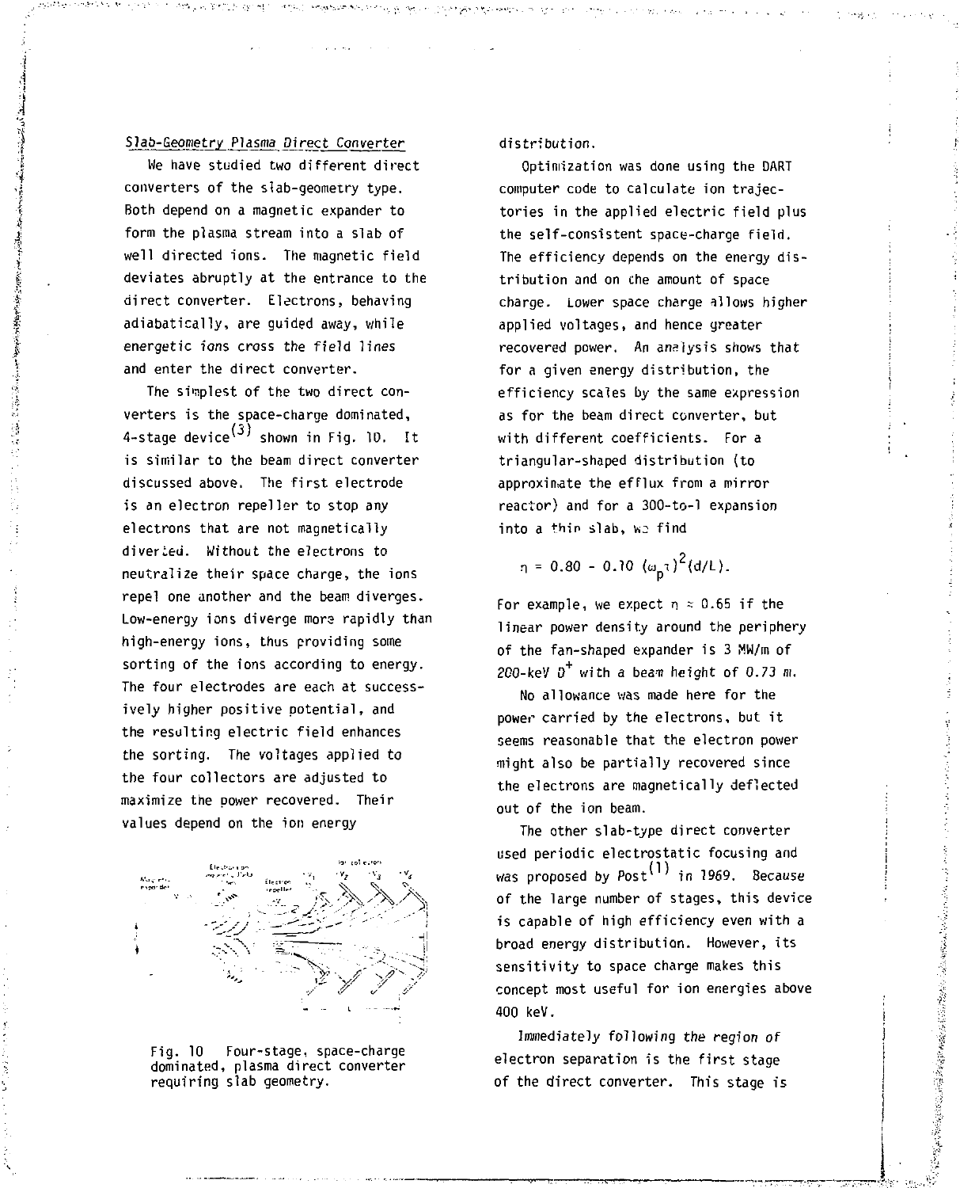## Slab-Geometry Plasma Direct Converter

We have studied two different direct converters of the slab-geometry type. Both depend on a magnetic expander to form the plasma stream into a slab of well directed ions. The magnetic field deviates abruptly at the entrance to the direct converter. Electrons, behaving adiabatically, are guided away, while energetic ions cross the field lines and enter the direct converter.

The simplest of the two direct converters is the space-charge dominated, 4-stage device[3] shown in Fig. 10. It is similar to the beam direct converter discussed above. The first electrode is an electron repeller to stop any electrons that are not magnetically diverted. Without the electrons to neutralize their space charge, the ions repel one another and the beam diverges. Low-energy ions diverge more rapidly than high-energy ions, thus providing some sorting of the ions according to energy. The four electrodes are each at successively higher positive potential, and the resulting electric field enhances the sorting. The voltages applied to the four collectors are adjusted to maximize the power recovered. Their values depend on the ion energy distribution.

Fig. 10 Four-stage, space-charge dominated, plasma direct converter requiring slab geometry.

Optimization was done using the DART computer code to calculate ion trajectories in the applied electric field plus the self-consistent space-charge field. The efficiency depends on the energy distribution and on the amount of space charge. Lower space charge allows higher applied voltages, and hence greater recovered power. An analysis shows that for a given energy distribution, the efficiency scales by the same expression as for the beam direct converter, but with different coefficients. For a triangular-shaped distribution (to approximate the efflux from a mirror reactor) and for a 300-to-1 expansion into a thin slab, we find

$$\eta = 0.80 - 0.10\,(\omega_p \tau)^2 (d/L).$$

For example, we expect $\eta \approx 0.65$ if the linear power density around the periphery of the fan-shaped expander is 3 MW/m of 200-keV $D^+$ with a beam height of 0.73 m.

No allowance was made here for the power carried by the electrons, but it seems reasonable that the electron power might also be partially recovered since the electrons are magnetically deflected out of the ion beam.

The other slab-type direct converter used periodic electrostatic focusing and was proposed by Post[1] in 1969. Because of the large number of stages, this device is capable of high efficiency even with a broad energy distribution. However, its sensitivity to space charge makes this concept most useful for ion energies above 400 keV.

*Immediately following the region of* electron separation is the first stage of the direct converter. This stage is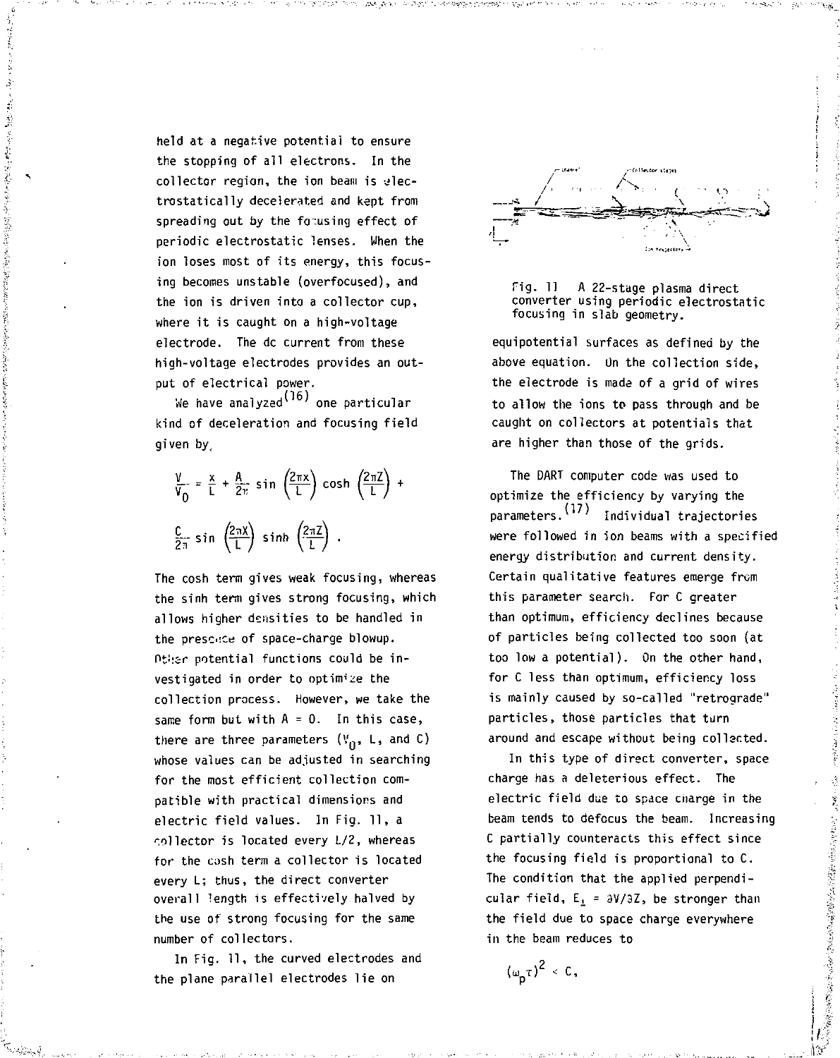held at a negative potential to ensure the stopping of all electrons. In the collector region, the ion beam is electrostatically decelerated and kept from spreading out by the focusing effect of periodic electrostatic lenses. When the ion loses most of its energy, this focusing becomes unstable (overfocused), and the ion is driven into a collector cup, where it is caught on a high-voltage electrode. The dc current from these high-voltage electrodes provides an output of electrical power.

We have analyzed[16] one particular kind of deceleration and focusing field given by,

$$\frac{V}{V_0} = \frac{x}{L} + \frac{A}{2\pi} \sin\left(\frac{2\pi X}{L}\right) \cosh\left(\frac{2\pi Z}{L}\right) + \frac{C}{2\pi} \sin\left(\frac{2\pi X}{L}\right) \sinh\left(\frac{2\pi Z}{L}\right) .$$

The cosh term gives weak focusing, whereas the sinh term gives strong focusing, which allows higher densities to be handled in the presence of space-charge blowup. Other potential functions could be investigated in order to optimize the collection process. However, we take the same form but with $A = 0$. In this case, there are three parameters ($V_0$, L, and C) whose values can be adjusted in searching for the most efficient collection compatible with practical dimensions and electric field values. In Fig. 11, a collector is located every L/2, whereas for the cosh term a collector is located every L; thus, the direct converter overall length is effectively halved by the use of strong focusing for the same number of collectors.

In Fig. 11, the curved electrodes and the plane parallel electrodes lie on

Fig. 11 A 22-stage plasma direct converter using periodic electrostatic focusing in slab geometry.

equipotential surfaces as defined by the above equation. On the collection side, the electrode is made of a grid of wires to allow the ions to pass through and be caught on collectors at potentials that are higher than those of the grids.

The DART computer code was used to optimize the efficiency by varying the parameters.[17] Individual trajectories were followed in ion beams with a specified energy distribution and current density. Certain qualitative features emerge from this parameter search. For C greater than optimum, efficiency declines because of particles being collected too soon (at too low a potential). On the other hand, for C less than optimum, efficiency loss is mainly caused by so-called "retrograde" particles, those particles that turn around and escape without being collected.

In this type of direct converter, space charge has a deleterious effect. The electric field due to space charge in the beam tends to defocus the beam. Increasing C partially counteracts this effect since the focusing field is proportional to C. The condition that the applied perpendicular field, $E_\perp = \partial V/\partial Z$, be stronger than the field due to space charge everywhere in the beam reduces to

$$(\omega_p \tau)^2 < C,$$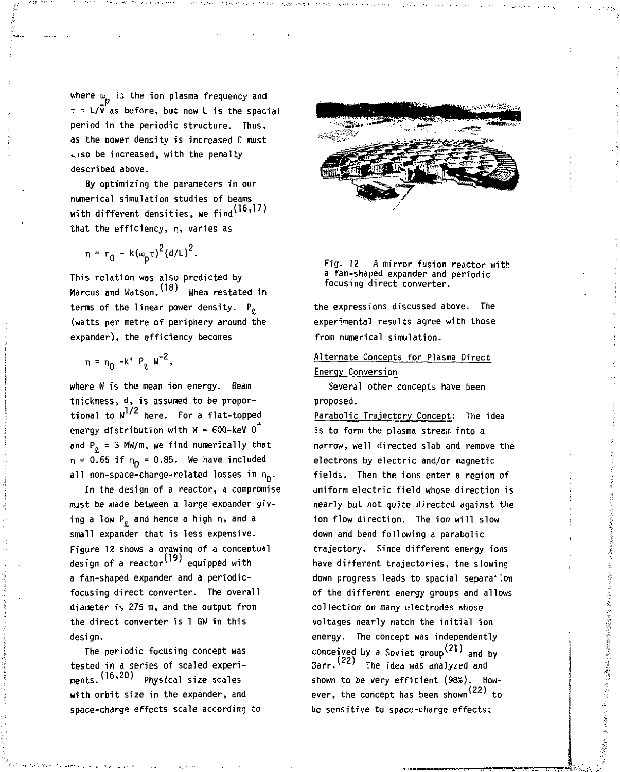where $\omega_p$ is the ion plasma frequency and $\tau = L/v$ as before, but now L is the spacial period in the periodic structure. Thus, as the power density is increased C must also be increased, with the penalty described above.

By optimizing the parameters in our numerical simulation studies of beams with different densities, we find[16,17] that the efficiency, $\eta$, varies as

$$\eta = \eta_0 - k(\omega_p\tau)^2(d/L)^2.$$

This relation was also predicted by Marcus and Watson.[18] When restated in terms of the linear power density. $P_\ell$ (watts per metre of periphery around the expander), the efficiency becomes

$$\eta = \eta_0 - k' P_\ell W^{-2},$$

where W is the mean ion energy. Beam thickness, d, is assumed to be proportional to $W^{1/2}$ here. For a flat-topped energy distribution with W = 600-keV $O^+$ and $P_\ell$ = 3 MW/m, we find numerically that $\eta = 0.65$ if $\eta_0 = 0.85$. We have included all non-space-charge-related losses in $\eta_0$.

In the design of a reactor, a compromise must be made between a large expander giving a low $P_\ell$ and hence a high $\eta$, and a small expander that is less expensive. Figure 12 shows a drawing of a conceptual design of a reactor[19] equipped with a fan-shaped expander and a periodic-focusing direct converter. The overall diameter is 275 m, and the output from the direct converter is 1 GW in this design.

The periodic focusing concept was tested in a series of scaled experiments.[16,20] Physical size scales with orbit size in the expander, and space-charge effects scale according to the expressions discussed above. The experimental results agree with those from numerical simulation.

Fig. 12 A mirror fusion reactor with a fan-shaped expander and periodic focusing direct converter.

## Alternate Concepts for Plasma Direct Energy Conversion

Several other concepts have been proposed.

Parabolic Trajectory Concept: The idea is to form the plasma stream into a narrow, well directed slab and remove the electrons by electric and/or magnetic fields. Then the ions enter a region of uniform electric field whose direction is nearly but not quite directed against the ion flow direction. The ion will slow down and bend following a parabolic trajectory. Since different energy ions have different trajectories, the slowing down progress leads to spacial separation of the different energy groups and allows collection on many electrodes whose voltages nearly match the initial ion energy. The concept was independently conceived by a Soviet group[21] and by Barr.[22] The idea was analyzed and shown to be very efficient (98%). However, the concept has been shown[22] to be sensitive to space-charge effects;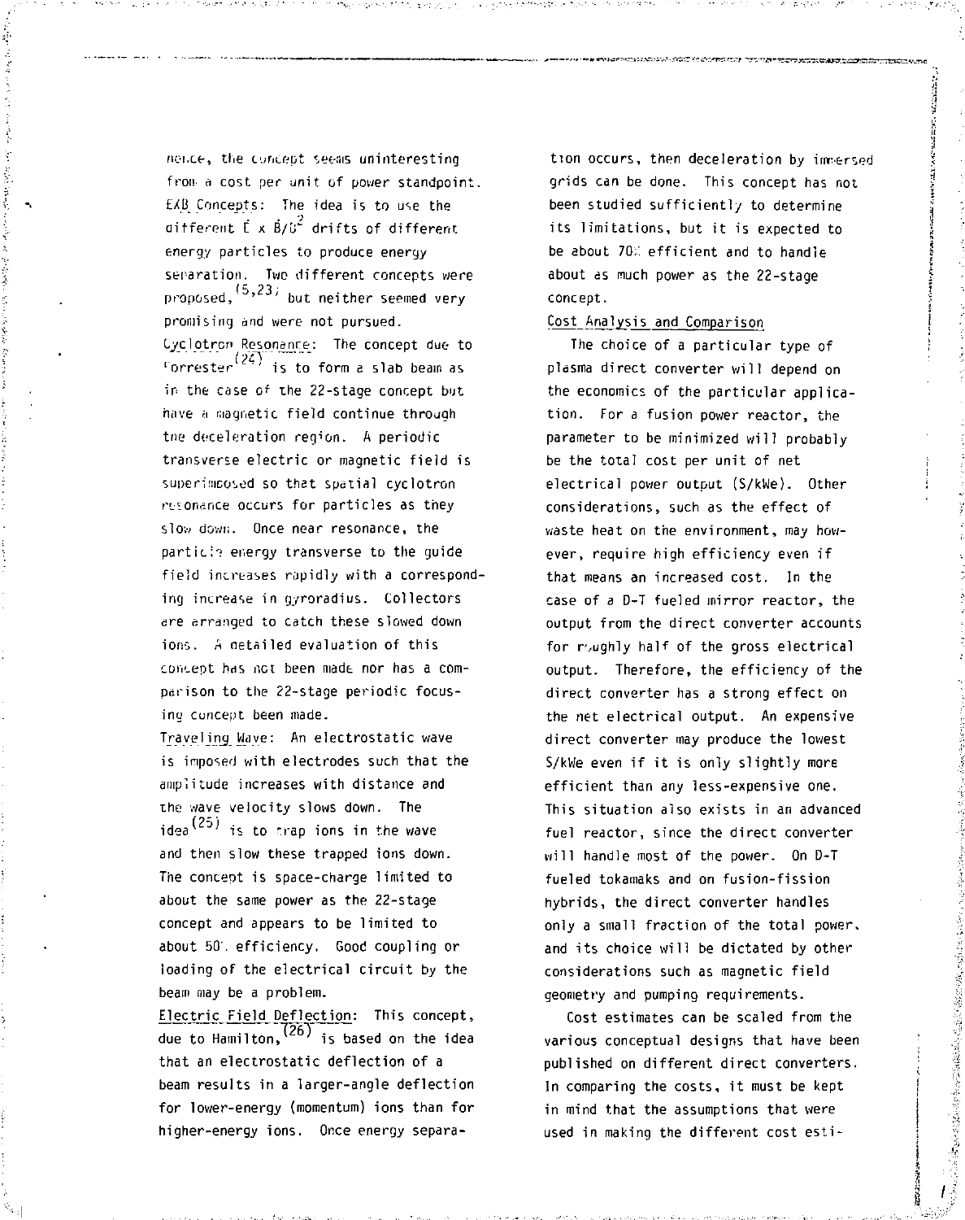nence, the concept seems uninteresting from a cost per unit of power standpoint.

E×B Concepts: The idea is to use the different $\vec{E} \times \vec{B}/B^2$ drifts of different energy particles to produce energy separation. Two different concepts were proposed,[5,23] but neither seemed very promising and were not pursued.

Cyclotron Resonance: The concept due to Forrester[24] is to form a slab beam as in the case of the 22-stage concept but have a magnetic field continue through the deceleration region. A periodic transverse electric or magnetic field is superimposed so that spatial cyclotron resonance occurs for particles as they slow down. Once near resonance, the particle energy transverse to the guide field increases rapidly with a corresponding increase in gyroradius. Collectors are arranged to catch these slowed down ions. A detailed evaluation of this concept has not been made nor has a comparison to the 22-stage periodic focusing concept been made.

Traveling Wave: An electrostatic wave is imposed with electrodes such that the amplitude increases with distance and the wave velocity slows down. The idea[25] is to trap ions in the wave and then slow these trapped ions down. The concept is space-charge limited to about the same power as the 22-stage concept and appears to be limited to about 50% efficiency. Good coupling or loading of the electrical circuit by the beam may be a problem.

Electric Field Deflection: This concept, due to Hamilton,[26] is based on the idea that an electrostatic deflection of a beam results in a larger-angle deflection for lower-energy (momentum) ions than for higher-energy ions. Once energy separation occurs, then deceleration by immersed grids can be done. This concept has not been studied sufficiently to determine its limitations, but it is expected to be about 70% efficient and to handle about as much power as the 22-stage concept.

## Cost Analysis and Comparison

The choice of a particular type of plasma direct converter will depend on the economics of the particular application. For a fusion power reactor, the parameter to be minimized will probably be the total cost per unit of net electrical power output ($/kWe). Other considerations, such as the effect of waste heat on the environment, may however, require high efficiency even if that means an increased cost. In the case of a D-T fueled mirror reactor, the output from the direct converter accounts for roughly half of the gross electrical output. Therefore, the efficiency of the direct converter has a strong effect on the net electrical output. An expensive direct converter may produce the lowest $/kWe even if it is only slightly more efficient than any less-expensive one. This situation also exists in an advanced fuel reactor, since the direct converter will handle most of the power. On D-T fueled tokamaks and on fusion-fission hybrids, the direct converter handles only a small fraction of the total power, and its choice will be dictated by other considerations such as magnetic field geometry and pumping requirements.

Cost estimates can be scaled from the various conceptual designs that have been published on different direct converters. In comparing the costs, it must be kept in mind that the assumptions that were used in making the different cost esti-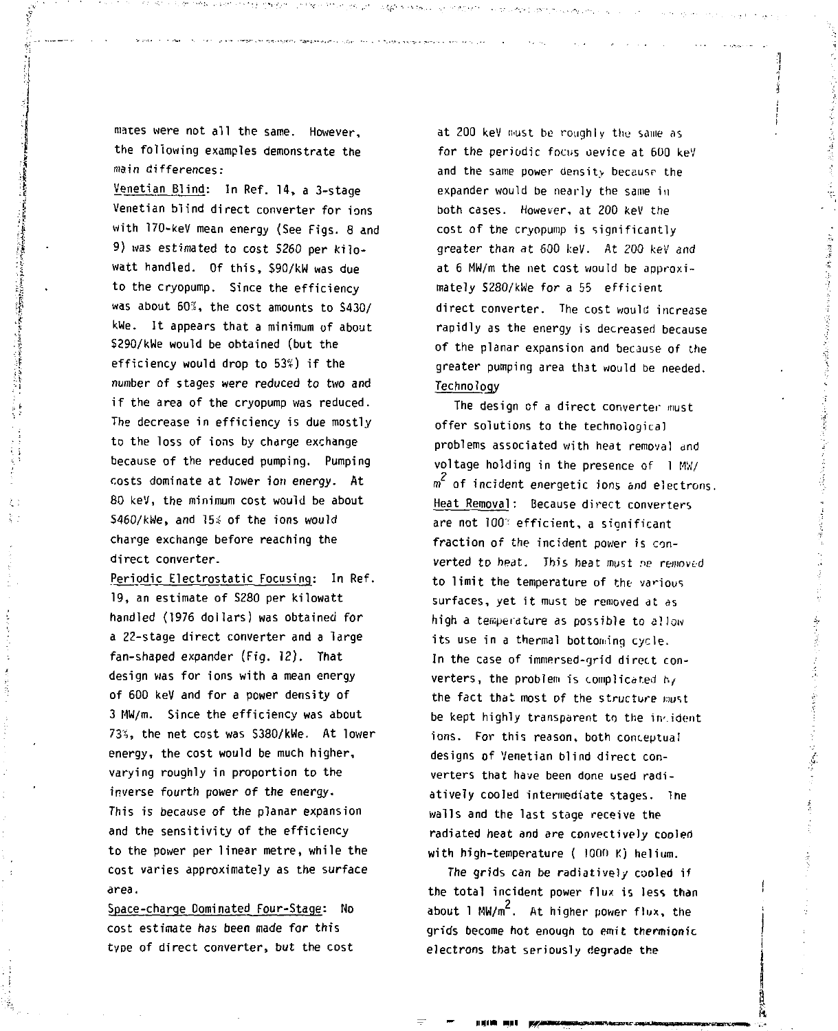mates were not all the same. However, the following examples demonstrate the main differences:

Venetian Blind: In Ref. 14, a 3-stage Venetian blind direct converter for ions with 170-keV mean energy (See Figs. 8 and 9) was estimated to cost $260 per kilowatt handled. Of this, $90/kW was due to the cryopump. Since the efficiency was about 60%, the cost amounts to $430/kWe. It appears that a minimum of about $290/kWe would be obtained (but the efficiency would drop to 53%) if the number of stages were reduced to two and if the area of the cryopump was reduced. The decrease in efficiency is due mostly to the loss of ions by charge exchange because of the reduced pumping. Pumping costs dominate at lower ion energy. At 80 keV, the minimum cost would be about $460/kWe, and 15% of the ions would charge exchange before reaching the direct converter.

Periodic Electrostatic Focusing: In Ref. 19, an estimate of $280 per kilowatt handled (1976 dollars) was obtained for a 22-stage direct converter and a large fan-shaped expander (Fig. 12). That design was for ions with a mean energy of 600 keV and for a power density of 3 MW/m. Since the efficiency was about 73%, the net cost was $380/kWe. At lower energy, the cost would be much higher, varying roughly in proportion to the inverse fourth power of the energy. This is because of the planar expansion and the sensitivity of the efficiency to the power per linear metre, while the cost varies approximately as the surface area.

Space-charge Dominated Four-Stage: No cost estimate has been made for this type of direct converter, but the cost at 200 keV must be roughly the same as for the periodic focus device at 600 keV and the same power density because the expander would be nearly the same in both cases. However, at 200 keV the cost of the cryopump is significantly greater than at 600 keV. At 200 keV and at 6 MW/m the net cost would be approximately $280/kWe for a 55 efficient direct converter. The cost would increase rapidly as the energy is decreased because of the planar expansion and because of the greater pumping area that would be needed.

Technology

The design of a direct converter must offer solutions to the technological problems associated with heat removal and voltage holding in the presence of 1 MW/$m^2$ of incident energetic ions and electrons.

Heat Removal: Because direct converters are not 100% efficient, a significant fraction of the incident power is converted to heat. This heat must be removed to limit the temperature of the various surfaces, yet it must be removed at as high a temperature as possible to allow its use in a thermal bottoming cycle. In the case of immersed-grid direct converters, the problem is complicated by the fact that most of the structure must be kept highly transparent to the incident ions. For this reason, both conceptual designs of Venetian blind direct converters that have been done used radiatively cooled intermediate stages. The walls and the last stage receive the radiated heat and are convectively cooled with high-temperature ( 1000 K) helium.

The grids can be radiatively cooled if the total incident power flux is less than about 1 MW/$m^2$. At higher power flux, the grids become hot enough to emit thermionic electrons that seriously degrade the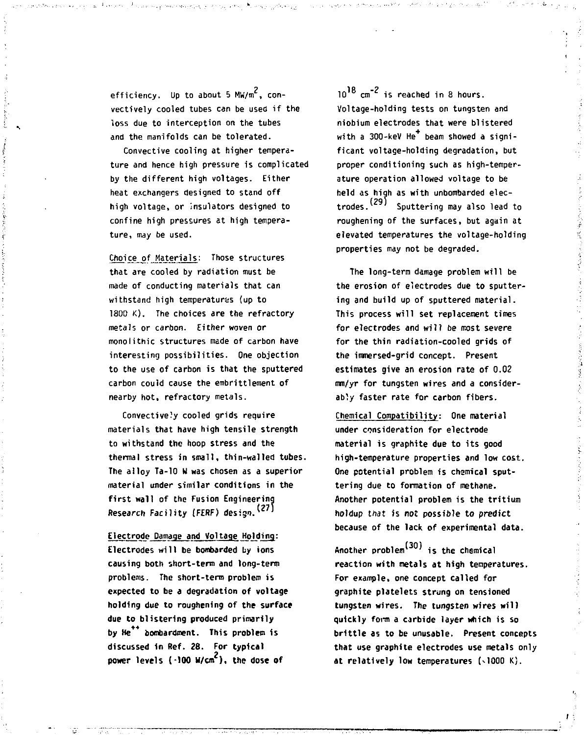efficiency. Up to about 5 $MW/m^2$, convectively cooled tubes can be used if the loss due to interception on the tubes and the manifolds can be tolerated.

Convective cooling at higher temperature and hence high pressure is complicated by the different high voltages. Either heat exchangers designed to stand off high voltage, or insulators designed to confine high pressures at high temperature, may be used.

Choice of Materials: Those structures that are cooled by radiation must be made of conducting materials that can withstand high temperatures (up to 1800 K). The choices are the refractory metals or carbon. Either woven or monolithic structures made of carbon have interesting possibilities. One objection to the use of carbon is that the sputtered carbon could cause the embrittlement of nearby hot, refractory metals.

Convectively cooled grids require materials that have high tensile strength to withstand the hoop stress and the thermal stress in small, thin-walled tubes. The alloy Ta-10 W was chosen as a superior material under similar conditions in the first wall of the Fusion Engineering Research Facility (FERF) design.[27]

Electrode Damage and Voltage Holding: Electrodes will be bombarded by ions causing both short-term and long-term problems. The short-term problem is expected to be a degradation of voltage holding due to roughening of the surface due to blistering produced primarily by $He^{++}$ bombardment. This problem is discussed in Ref. 28. For typical power levels (~100 $W/cm^2$), the dose of $10^{18}$ $cm^{-2}$ is reached in 8 hours. Voltage-holding tests on tungsten and niobium electrodes that were blistered with a 300-keV $He^+$ beam showed a significant voltage-holding degradation, but proper conditioning such as high-temperature operation allowed voltage to be held as high as with unbombarded electrodes.[29] Sputtering may also lead to roughening of the surfaces, but again at elevated temperatures the voltage-holding properties may not be degraded.

The long-term damage problem will be the erosion of electrodes due to sputtering and build up of sputtered material. This process will set replacement times for electrodes and will be most severe for the thin radiation-cooled grids of the immersed-grid concept. Present estimates give an erosion rate of 0.02 mm/yr for tungsten wires and a considerably faster rate for carbon fibers.

Chemical Compatibility: One material under consideration for electrode material is graphite due to its good high-temperature properties and low cost. One potential problem is chemical sputtering due to formation of methane. Another potential problem is the tritium holdup that is not possible to predict because of the lack of experimental data.

Another problem[30] is the chemical reaction with metals at high temperatures. For example, one concept called for graphite platelets strung on tensioned tungsten wires. The tungsten wires will quickly form a carbide layer which is so brittle as to be unusable. Present concepts that use graphite electrodes use metals only at relatively low temperatures (~1000 K).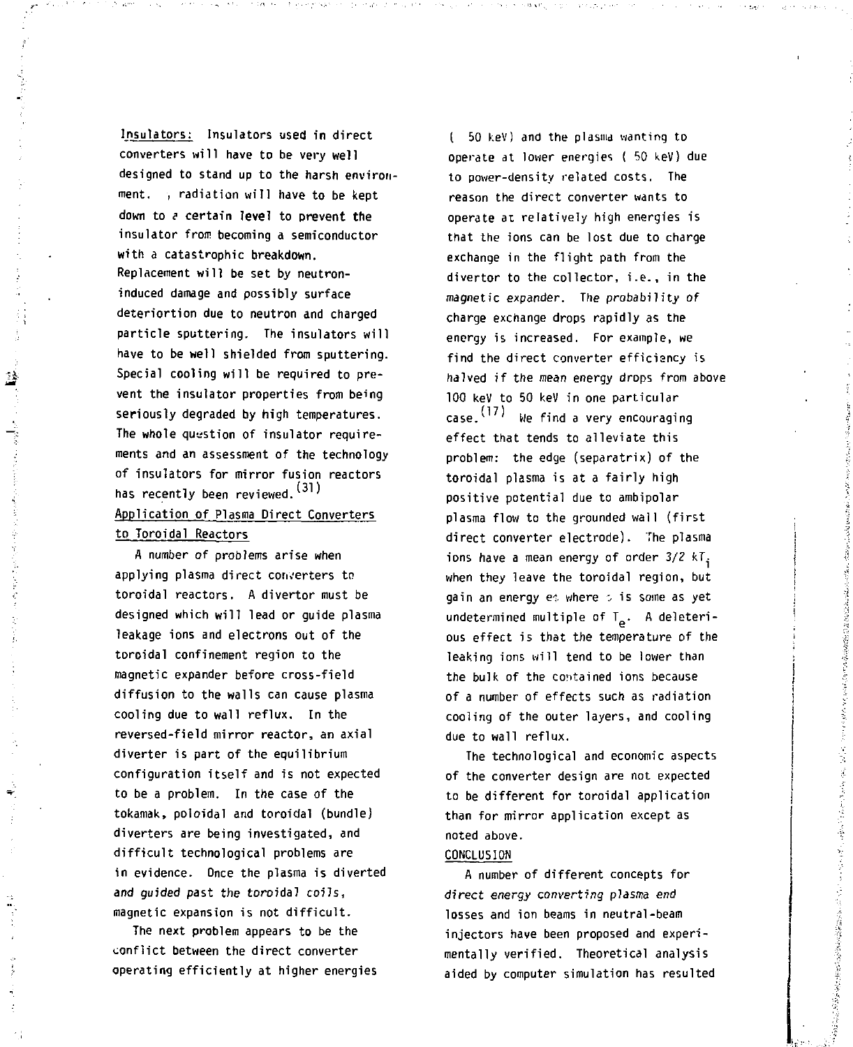**Insulators:** Insulators used in direct converters will have to be very well designed to stand up to the harsh environment. , radiation will have to be kept down to a certain level to prevent the insulator from becoming a semiconductor with a catastrophic breakdown. Replacement will be set by neutron-induced damage and possibly surface deteriortion due to neutron and charged particle sputtering. The insulators will have to be well shielded from sputtering. Special cooling will be required to prevent the insulator properties from being seriously degraded by high temperatures. The whole question of insulator requirements and an assessment of the technology of insulators for mirror fusion reactors has recently been reviewed.[31]

## Application of Plasma Direct Converters to Toroidal Reactors

A number of problems arise when applying plasma direct converters to toroidal reactors. A divertor must be designed which will lead or guide plasma leakage ions and electrons out of the toroidal confinement region to the magnetic expander before cross-field diffusion to the walls can cause plasma cooling due to wall reflux. In the reversed-field mirror reactor, an axial diverter is part of the equilibrium configuration itself and is not expected to be a problem. In the case of the tokamak, poloidal and toroidal (bundle) diverters are being investigated, and difficult technological problems are in evidence. Once the plasma is diverted and guided past the toroidal coils, magnetic expansion is not difficult.

The next problem appears to be the conflict between the direct converter operating efficiently at higher energies ( 50 keV) and the plasma wanting to operate at lower energies ( 50 keV) due to power-density related costs. The reason the direct converter wants to operate at relatively high energies is that the ions can be lost due to charge exchange in the flight path from the divertor to the collector, i.e., in the magnetic expander. The probability of charge exchange drops rapidly as the energy is increased. For example, we find the direct converter efficiency is halved if the mean energy drops from above 100 keV to 50 keV in one particular case.[17] We find a very encouraging effect that tends to alleviate this problem: the edge (separatrix) of the toroidal plasma is at a fairly high positive potential due to ambipolar plasma flow to the grounded wall (first direct converter electrode). The plasma ions have a mean energy of order $3/2\ kT_i$ when they leave the toroidal region, but gain an energy $e\phi$ where $\phi$ is some as yet undetermined multiple of $T_e$. A deleterious effect is that the temperature of the leaking ions will tend to be lower than the bulk of the contained ions because of a number of effects such as radiation cooling of the outer layers, and cooling due to wall reflux.

The technological and economic aspects of the converter design are not expected to be different for toroidal application than for mirror application except as noted above.

## CONCLUSION

A number of different concepts for direct energy converting plasma end losses and ion beams in neutral-beam injectors have been proposed and experimentally verified. Theoretical analysis aided by computer simulation has resulted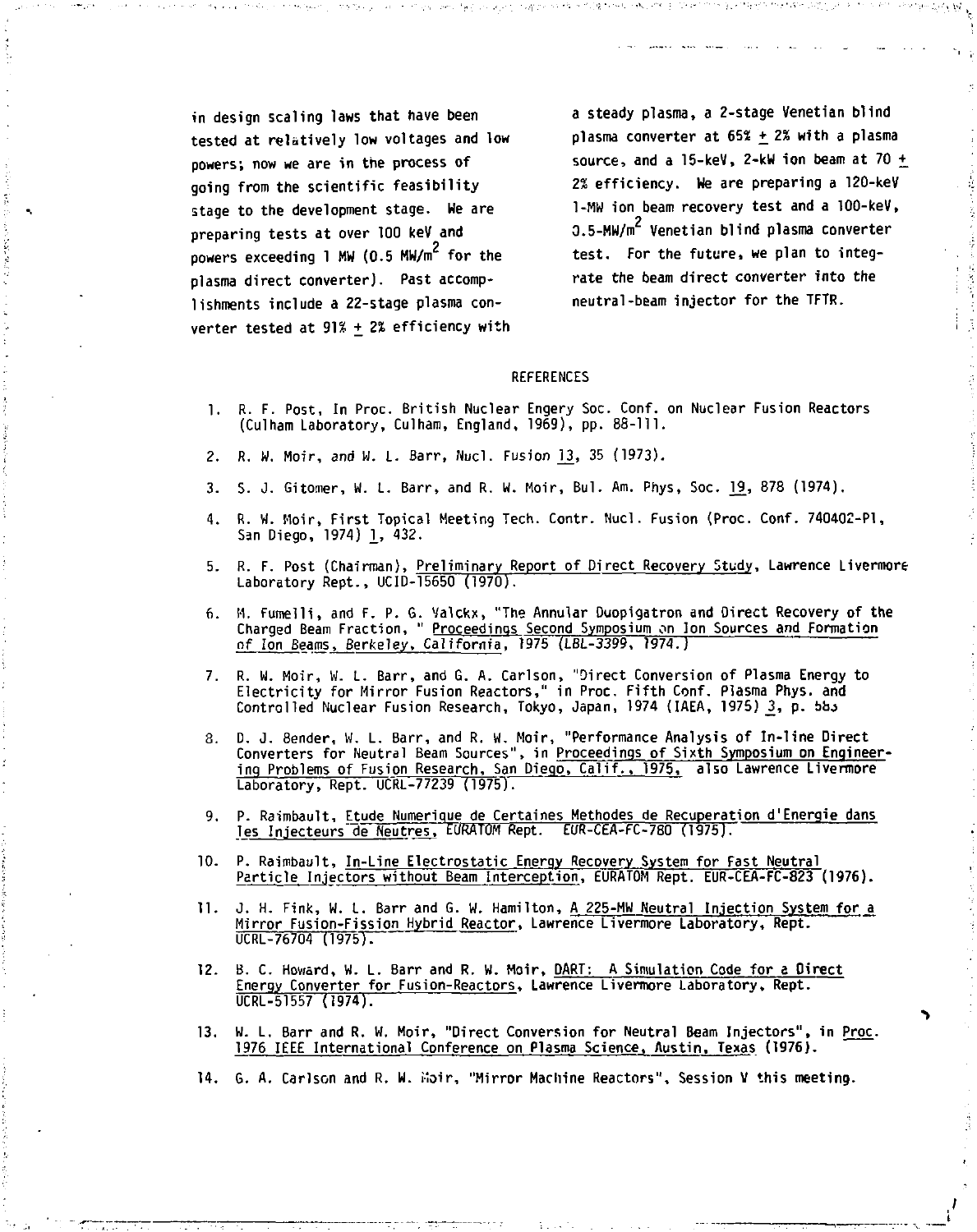in design scaling laws that have been tested at relatively low voltages and low powers; now we are in the process of going from the scientific feasibility stage to the development stage. We are preparing tests at over 100 keV and powers exceeding 1 MW (0.5 MW/m$^2$ for the plasma direct converter). Past accomplishments include a 22-stage plasma converter tested at 91% ± 2% efficiency with a steady plasma, a 2-stage Venetian blind plasma converter at 65% ± 2% with a plasma source, and a 15-keV, 2-kW ion beam at 70 ± 2% efficiency. We are preparing a 120-keV 1-MW ion beam recovery test and a 100-keV, 0.5-MW/m$^2$ Venetian blind plasma converter test. For the future, we plan to integrate the beam direct converter into the neutral-beam injector for the TFTR.

## REFERENCES

1. R. F. Post, In Proc. British Nuclear Engery Soc. Conf. on Nuclear Fusion Reactors (Culham Laboratory, Culham, England, 1969), pp. 88-111.

2. R. W. Moir, and W. L. Barr, Nucl. Fusion 13, 35 (1973).

3. S. J. Gitomer, W. L. Barr, and R. W. Moir, Bul. Am. Phys, Soc. 19, 878 (1974).

4. R. W. Moir, First Topical Meeting Tech. Contr. Nucl. Fusion (Proc. Conf. 740402-P1, San Diego, 1974) 1, 432.

5. R. F. Post (Chairman), Preliminary Report of Direct Recovery Study, Lawrence Livermore Laboratory Rept., UCID-15650 (1970).

6. M. Fumelli, and F. P. G. Valckx, "The Annular Duopigatron and Direct Recovery of the Charged Beam Fraction," Proceedings Second Symposium on Ion Sources and Formation of Ion Beams, Berkeley, California, 1975 (LBL-3399, 1974.)

7. R. W. Moir, W. L. Barr, and G. A. Carlson, "Direct Conversion of Plasma Energy to Electricity for Mirror Fusion Reactors," in Proc. Fifth Conf. Plasma Phys. and Controlled Nuclear Fusion Research, Tokyo, Japan, 1974 (IAEA, 1975) 3, p. 583

8. D. J. Bender, W. L. Barr, and R. W. Moir, "Performance Analysis of In-line Direct Converters for Neutral Beam Sources", in Proceedings of Sixth Symposium on Engineering Problems of Fusion Research, San Diego, Calif., 1975, also Lawrence Livermore Laboratory, Rept. UCRL-77239 (1975).

9. P. Raimbault, Etude Numerique de Certaines Methodes de Recuperation d'Energie dans les Injecteurs de Neutres, EURATOM Rept. EUR-CEA-FC-780 (1975).

10. P. Raimbault, In-Line Electrostatic Energy Recovery System for Fast Neutral Particle Injectors without Beam Interception, EURATOM Rept. EUR-CEA-FC-823 (1976).

11. J. H. Fink, W. L. Barr and G. W. Hamilton, A 225-MW Neutral Injection System for a Mirror Fusion-Fission Hybrid Reactor, Lawrence Livermore Laboratory, Rept. UCRL-76704 (1975).

12. B. C. Howard, W. L. Barr and R. W. Moir, DART: A Simulation Code for a Direct Energy Converter for Fusion-Reactors, Lawrence Livermore Laboratory, Rept. UCRL-51557 (1974).

13. W. L. Barr and R. W. Moir, "Direct Conversion for Neutral Beam Injectors", in Proc. 1976 IEEE International Conference on Plasma Science, Austin, Texas (1976).

14. G. A. Carlson and R. W. Moir, "Mirror Machine Reactors", Session V this meeting.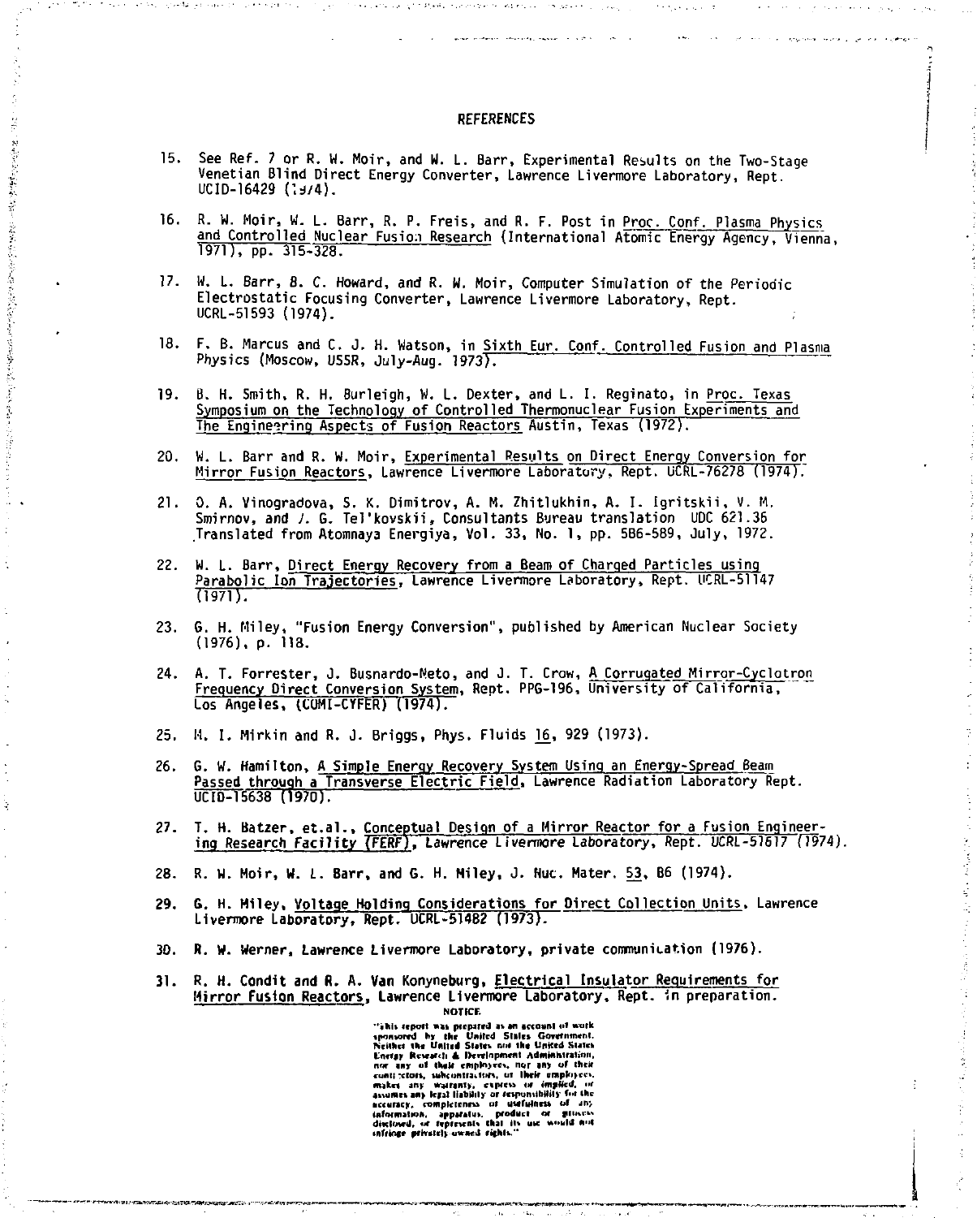## REFERENCES

15. See Ref. 7 or R. W. Moir, and W. L. Barr, Experimental Results on the Two-Stage Venetian Blind Direct Energy Converter, Lawrence Livermore Laboratory, Rept. UCID-16429 (1974).

16. R. W. Moir, W. L. Barr, R. P. Freis, and R. F. Post in Proc. Conf. Plasma Physics and Controlled Nuclear Fusion Research (International Atomic Energy Agency, Vienna, 1971), pp. 315-328.

17. W. L. Barr, B. C. Howard, and R. W. Moir, Computer Simulation of the Periodic Electrostatic Focusing Converter, Lawrence Livermore Laboratory, Rept. UCRL-51593 (1974).

18. F. B. Marcus and C. J. H. Watson, in Sixth Eur. Conf. Controlled Fusion and Plasma Physics (Moscow, USSR, July-Aug. 1973).

19. B. H. Smith, R. H. Burleigh, W. L. Dexter, and L. I. Reginato, in Proc. Texas Symposium on the Technology of Controlled Thermonuclear Fusion Experiments and The Engineering Aspects of Fusion Reactors Austin, Texas (1972).

20. W. L. Barr and R. W. Moir, Experimental Results on Direct Energy Conversion for Mirror Fusion Reactors, Lawrence Livermore Laboratory, Rept. UCRL-76278 (1974).

21. O. A. Vinogradova, S. K. Dimitrov, A. M. Zhitlukhin, A. I. Igritskii, V. M. Smirnov, and V. G. Tel'kovskii, Consultants Bureau translation UDC 621.36 Translated from Atomnaya Energiya, Vol. 33, No. 1, pp. 586-589, July, 1972.

22. W. L. Barr, Direct Energy Recovery from a Beam of Charged Particles using Parabolic Ion Trajectories, Lawrence Livermore Laboratory, Rept. UCRL-51147 (1971).

23. G. H. Miley, "Fusion Energy Conversion", published by American Nuclear Society (1976), p. 118.

24. A. T. Forrester, J. Busnardo-Neto, and J. T. Crow, A Corrugated Mirror-Cyclotron Frequency Direct Conversion System, Rept. PPG-196, University of California, Los Angeles, (COMI-CYFER) (1974).

25. M. I. Mirkin and R. J. Briggs, Phys. Fluids 16, 929 (1973).

26. G. W. Hamilton, A Simple Energy Recovery System Using an Energy-Spread Beam Passed through a Transverse Electric Field, Lawrence Radiation Laboratory Rept. UCID-15638 (1970).

27. T. H. Batzer, et.al., Conceptual Design of a Mirror Reactor for a Fusion Engineering Research Facility (FERF), Lawrence Livermore Laboratory, Rept. UCRL-51617 (1974).

28. R. W. Moir, W. L. Barr, and G. H. Miley, J. Nuc. Mater. 53, 86 (1974).

29. G. H. Miley, Voltage Holding Considerations for Direct Collection Units, Lawrence Livermore Laboratory, Rept. UCRL-51482 (1973).

30. R. W. Werner, Lawrence Livermore Laboratory, private communication (1976).

31. R. H. Condit and R. A. Van Konyneburg, Electrical Insulator Requirements for Mirror Fusion Reactors, Lawrence Livermore Laboratory, Rept. in preparation.

**NOTICE**

"This report was prepared as an account of work sponsored by the United States Government. Neither the United States nor the United States Energy Research & Development Administration, nor any of their employees, nor any of their contractors, subcontractors, or their employees, makes any warranty, express or implied, or assumes any legal liability or responsibility for the accuracy, completeness or usefulness of any information, apparatus, product or process disclosed, or represents that its use would not infringe privately owned rights."